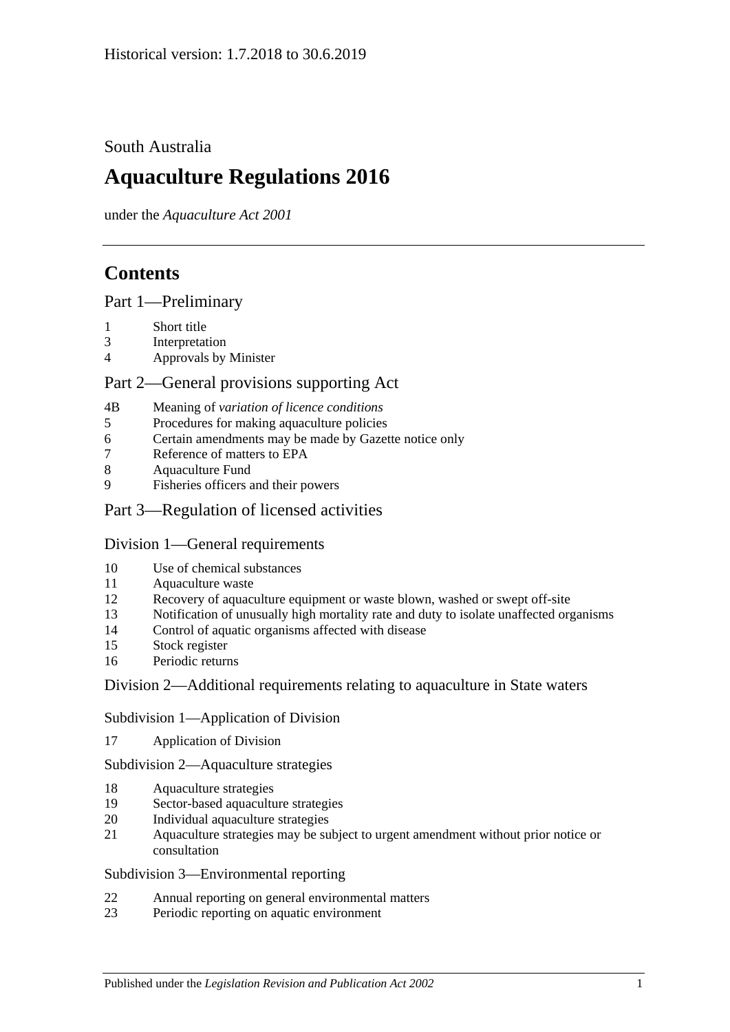Historical version: 1.7.2018 to 30.6.2019

South Australia

# Aquaculture Regulations 2016

under the *Aquaculture Act 2001*

## Contents

### Part 1—Preliminary

1 Short title
3 Interpretation
4 Approvals by Minister

### Part 2—General provisions supporting Act

4B Meaning of *variation of licence conditions*
5 Procedures for making aquaculture policies
6 Certain amendments may be made by Gazette notice only
7 Reference of matters to EPA
8 Aquaculture Fund
9 Fisheries officers and their powers

### Part 3—Regulation of licensed activities

#### Division 1—General requirements

10 Use of chemical substances
11 Aquaculture waste
12 Recovery of aquaculture equipment or waste blown, washed or swept off-site
13 Notification of unusually high mortality rate and duty to isolate unaffected organisms
14 Control of aquatic organisms affected with disease
15 Stock register
16 Periodic returns

#### Division 2—Additional requirements relating to aquaculture in State waters

##### Subdivision 1—Application of Division

17 Application of Division

##### Subdivision 2—Aquaculture strategies

18 Aquaculture strategies
19 Sector-based aquaculture strategies
20 Individual aquaculture strategies
21 Aquaculture strategies may be subject to urgent amendment without prior notice or consultation

##### Subdivision 3—Environmental reporting

22 Annual reporting on general environmental matters
23 Periodic reporting on aquatic environment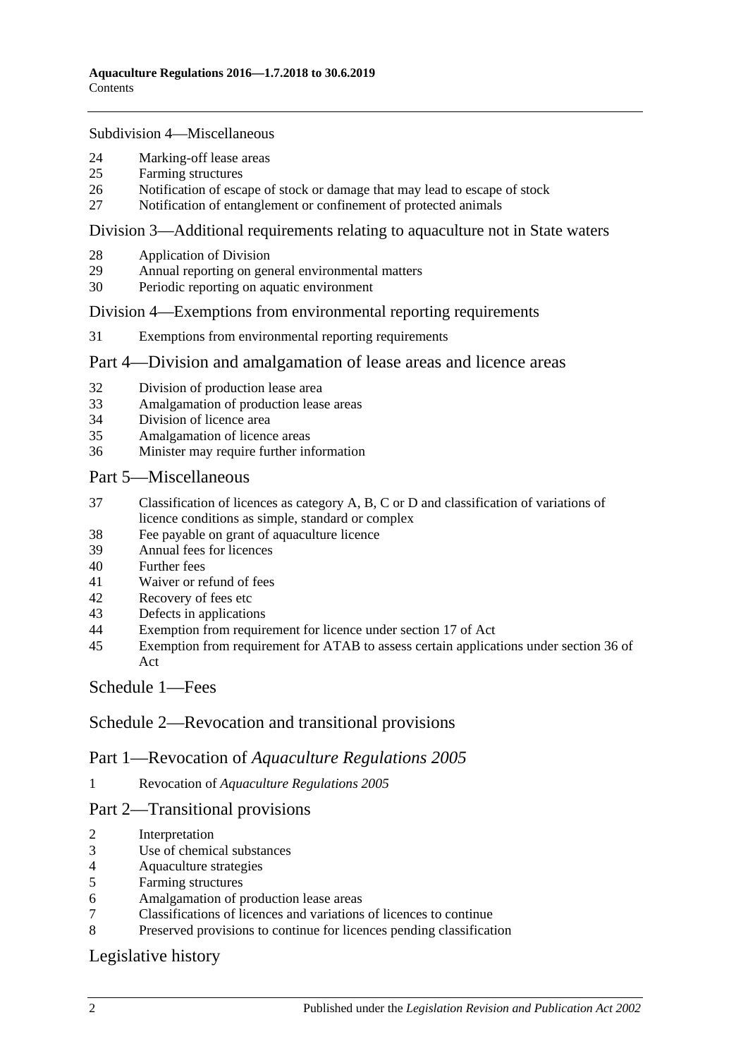Subdivision 4—Miscellaneous

24 Marking-off lease areas
25 Farming structures
26 Notification of escape of stock or damage that may lead to escape of stock
27 Notification of entanglement or confinement of protected animals

## Division 3—Additional requirements relating to aquaculture not in State waters

28 Application of Division
29 Annual reporting on general environmental matters
30 Periodic reporting on aquatic environment

## Division 4—Exemptions from environmental reporting requirements

31 Exemptions from environmental reporting requirements

## Part 4—Division and amalgamation of lease areas and licence areas

32 Division of production lease area
33 Amalgamation of production lease areas
34 Division of licence area
35 Amalgamation of licence areas
36 Minister may require further information

## Part 5—Miscellaneous

37 Classification of licences as category A, B, C or D and classification of variations of licence conditions as simple, standard or complex
38 Fee payable on grant of aquaculture licence
39 Annual fees for licences
40 Further fees
41 Waiver or refund of fees
42 Recovery of fees etc
43 Defects in applications
44 Exemption from requirement for licence under section 17 of Act
45 Exemption from requirement for ATAB to assess certain applications under section 36 of Act

## Schedule 1—Fees

## Schedule 2—Revocation and transitional provisions

## Part 1—Revocation of *Aquaculture Regulations 2005*

1 Revocation of *Aquaculture Regulations 2005*

## Part 2—Transitional provisions

2 Interpretation
3 Use of chemical substances
4 Aquaculture strategies
5 Farming structures
6 Amalgamation of production lease areas
7 Classifications of licences and variations of licences to continue
8 Preserved provisions to continue for licences pending classification

## Legislative history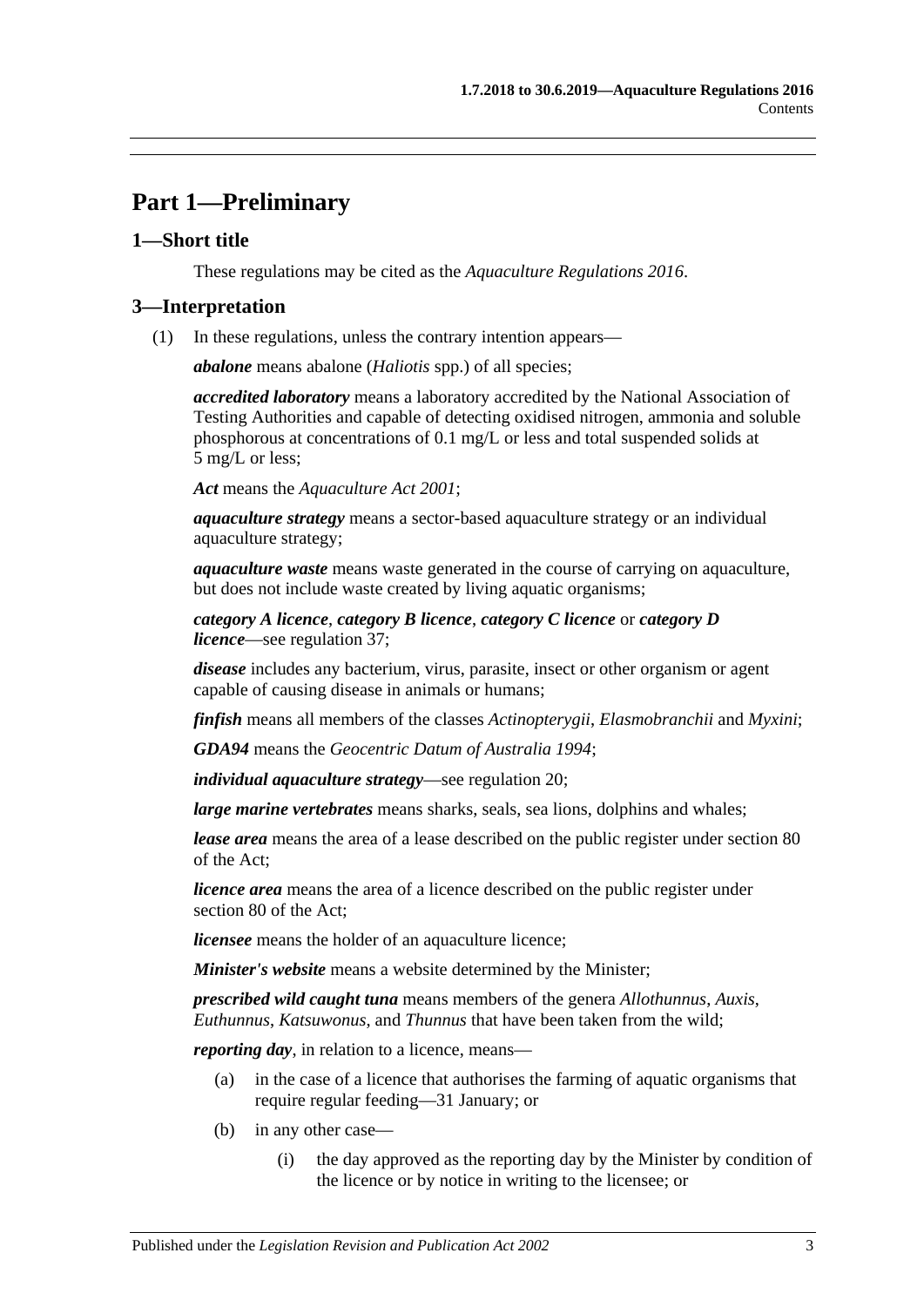# Part 1—Preliminary

## 1—Short title

These regulations may be cited as the *Aquaculture Regulations 2016*.

## 3—Interpretation

(1) In these regulations, unless the contrary intention appears—

***abalone*** means abalone (*Haliotis* spp.) of all species;

***accredited laboratory*** means a laboratory accredited by the National Association of Testing Authorities and capable of detecting oxidised nitrogen, ammonia and soluble phosphorous at concentrations of 0.1 mg/L or less and total suspended solids at 5 mg/L or less;

***Act*** means the *Aquaculture Act 2001*;

***aquaculture strategy*** means a sector-based aquaculture strategy or an individual aquaculture strategy;

***aquaculture waste*** means waste generated in the course of carrying on aquaculture, but does not include waste created by living aquatic organisms;

***category A licence***, ***category B licence***, ***category C licence*** or ***category D licence***—see regulation 37;

***disease*** includes any bacterium, virus, parasite, insect or other organism or agent capable of causing disease in animals or humans;

***finfish*** means all members of the classes *Actinopterygii*, *Elasmobranchii* and *Myxini*;

***GDA94*** means the *Geocentric Datum of Australia 1994*;

***individual aquaculture strategy***—see regulation 20;

***large marine vertebrates*** means sharks, seals, sea lions, dolphins and whales;

***lease area*** means the area of a lease described on the public register under section 80 of the Act;

***licence area*** means the area of a licence described on the public register under section 80 of the Act;

***licensee*** means the holder of an aquaculture licence;

***Minister's website*** means a website determined by the Minister;

***prescribed wild caught tuna*** means members of the genera *Allothunnus*, *Auxis*, *Euthunnus*, *Katsuwonus*, and *Thunnus* that have been taken from the wild;

***reporting day***, in relation to a licence, means—

(a) in the case of a licence that authorises the farming of aquatic organisms that require regular feeding—31 January; or

(b) in any other case—

(i) the day approved as the reporting day by the Minister by condition of the licence or by notice in writing to the licensee; or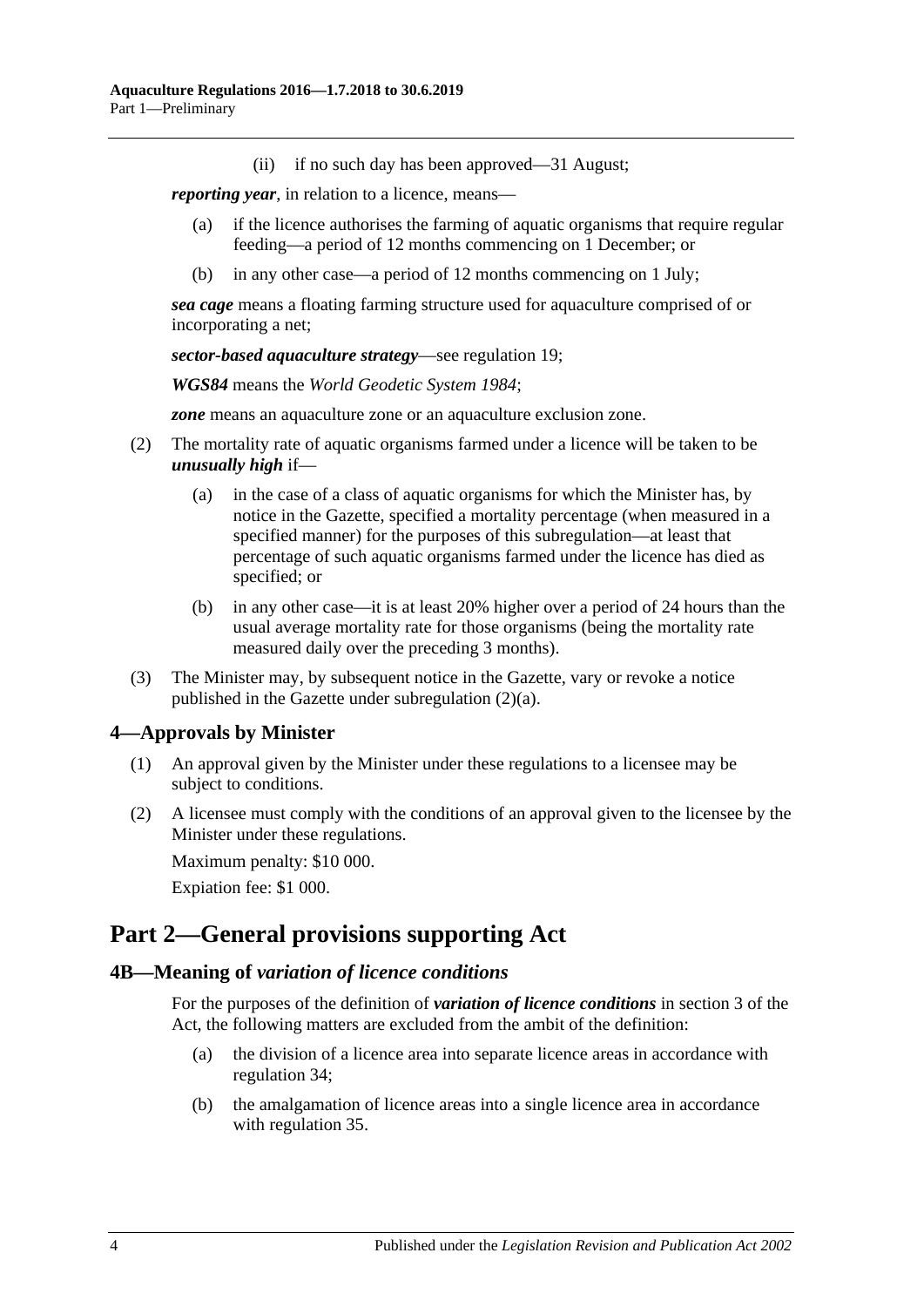(ii) if no such day has been approved—31 August;

***reporting year***, in relation to a licence, means—

(a) if the licence authorises the farming of aquatic organisms that require regular feeding—a period of 12 months commencing on 1 December; or

(b) in any other case—a period of 12 months commencing on 1 July;

***sea cage*** means a floating farming structure used for aquaculture comprised of or incorporating a net;

***sector-based aquaculture strategy***—see regulation 19;

***WGS84*** means the *World Geodetic System 1984*;

***zone*** means an aquaculture zone or an aquaculture exclusion zone.

(2) The mortality rate of aquatic organisms farmed under a licence will be taken to be ***unusually high*** if—

(a) in the case of a class of aquatic organisms for which the Minister has, by notice in the Gazette, specified a mortality percentage (when measured in a specified manner) for the purposes of this subregulation—at least that percentage of such aquatic organisms farmed under the licence has died as specified; or

(b) in any other case—it is at least 20% higher over a period of 24 hours than the usual average mortality rate for those organisms (being the mortality rate measured daily over the preceding 3 months).

(3) The Minister may, by subsequent notice in the Gazette, vary or revoke a notice published in the Gazette under subregulation (2)(a).

## 4—Approvals by Minister

(1) An approval given by the Minister under these regulations to a licensee may be subject to conditions.

(2) A licensee must comply with the conditions of an approval given to the licensee by the Minister under these regulations.

Maximum penalty: $10 000.

Expiation fee: $1 000.

# Part 2—General provisions supporting Act

## 4B—Meaning of *variation of licence conditions*

For the purposes of the definition of ***variation of licence conditions*** in section 3 of the Act, the following matters are excluded from the ambit of the definition:

(a) the division of a licence area into separate licence areas in accordance with regulation 34;

(b) the amalgamation of licence areas into a single licence area in accordance with regulation 35.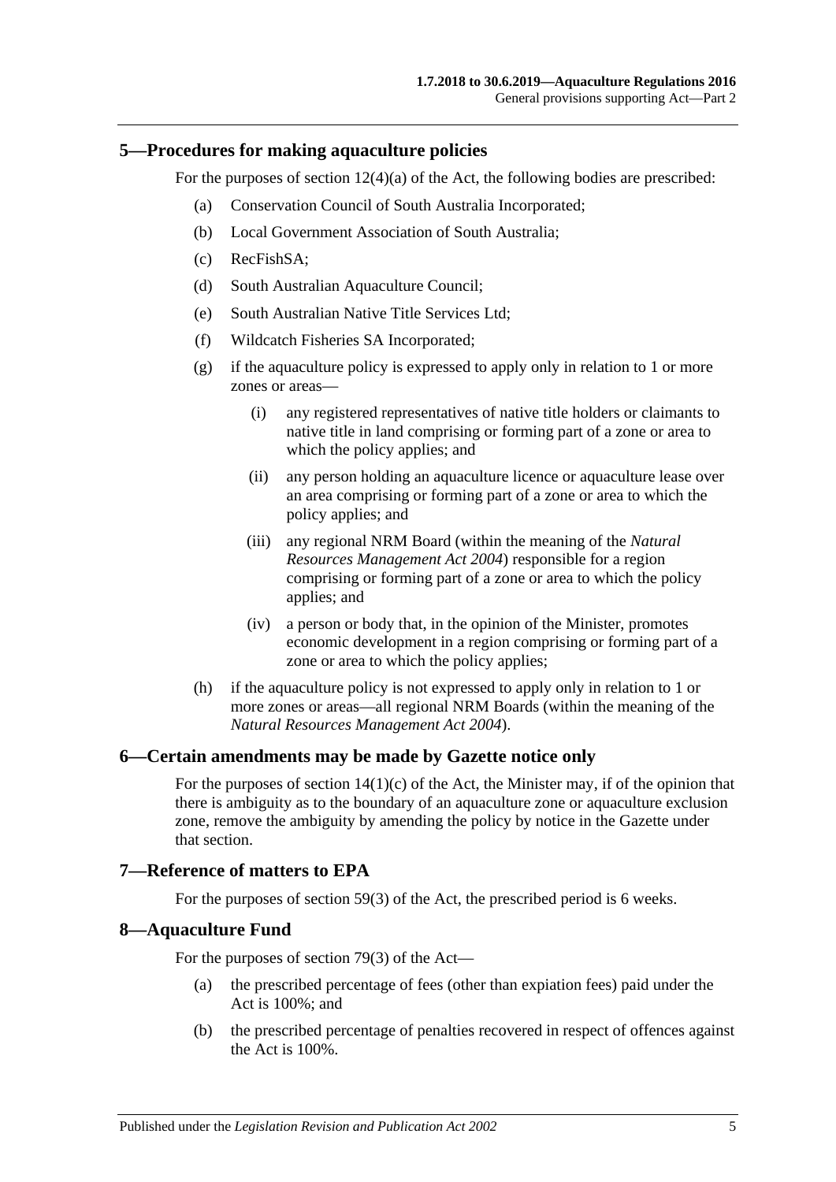## 5—Procedures for making aquaculture policies

For the purposes of section 12(4)(a) of the Act, the following bodies are prescribed:

- (a) Conservation Council of South Australia Incorporated;
- (b) Local Government Association of South Australia;
- (c) RecFishSA;
- (d) South Australian Aquaculture Council;
- (e) South Australian Native Title Services Ltd;
- (f) Wildcatch Fisheries SA Incorporated;
- (g) if the aquaculture policy is expressed to apply only in relation to 1 or more zones or areas—
  - (i) any registered representatives of native title holders or claimants to native title in land comprising or forming part of a zone or area to which the policy applies; and
  - (ii) any person holding an aquaculture licence or aquaculture lease over an area comprising or forming part of a zone or area to which the policy applies; and
  - (iii) any regional NRM Board (within the meaning of the *Natural Resources Management Act 2004*) responsible for a region comprising or forming part of a zone or area to which the policy applies; and
  - (iv) a person or body that, in the opinion of the Minister, promotes economic development in a region comprising or forming part of a zone or area to which the policy applies;
- (h) if the aquaculture policy is not expressed to apply only in relation to 1 or more zones or areas—all regional NRM Boards (within the meaning of the *Natural Resources Management Act 2004*).

## 6—Certain amendments may be made by Gazette notice only

For the purposes of section 14(1)(c) of the Act, the Minister may, if of the opinion that there is ambiguity as to the boundary of an aquaculture zone or aquaculture exclusion zone, remove the ambiguity by amending the policy by notice in the Gazette under that section.

## 7—Reference of matters to EPA

For the purposes of section 59(3) of the Act, the prescribed period is 6 weeks.

## 8—Aquaculture Fund

For the purposes of section 79(3) of the Act—

- (a) the prescribed percentage of fees (other than expiation fees) paid under the Act is 100%; and
- (b) the prescribed percentage of penalties recovered in respect of offences against the Act is 100%.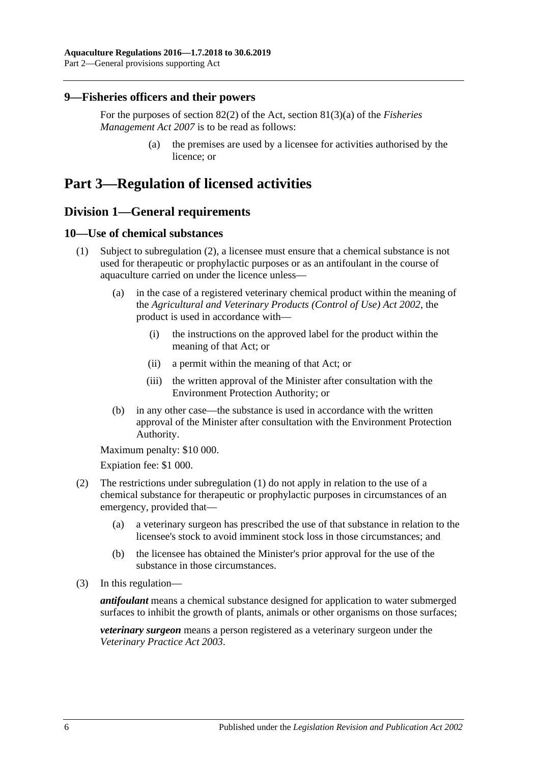### 9—Fisheries officers and their powers

For the purposes of section 82(2) of the Act, section 81(3)(a) of the *Fisheries Management Act 2007* is to be read as follows:

> (a) the premises are used by a licensee for activities authorised by the licence; or

# Part 3—Regulation of licensed activities

## Division 1—General requirements

### 10—Use of chemical substances

(1) Subject to subregulation (2), a licensee must ensure that a chemical substance is not used for therapeutic or prophylactic purposes or as an antifoulant in the course of aquaculture carried on under the licence unless—

   (a) in the case of a registered veterinary chemical product within the meaning of the *Agricultural and Veterinary Products (Control of Use) Act 2002*, the product is used in accordance with—

      (i) the instructions on the approved label for the product within the meaning of that Act; or

      (ii) a permit within the meaning of that Act; or

      (iii) the written approval of the Minister after consultation with the Environment Protection Authority; or

   (b) in any other case—the substance is used in accordance with the written approval of the Minister after consultation with the Environment Protection Authority.

Maximum penalty: $10 000.

Expiation fee: $1 000.

(2) The restrictions under subregulation (1) do not apply in relation to the use of a chemical substance for therapeutic or prophylactic purposes in circumstances of an emergency, provided that—

   (a) a veterinary surgeon has prescribed the use of that substance in relation to the licensee's stock to avoid imminent stock loss in those circumstances; and

   (b) the licensee has obtained the Minister's prior approval for the use of the substance in those circumstances.

(3) In this regulation—

***antifoulant*** means a chemical substance designed for application to water submerged surfaces to inhibit the growth of plants, animals or other organisms on those surfaces;

***veterinary surgeon*** means a person registered as a veterinary surgeon under the *Veterinary Practice Act 2003*.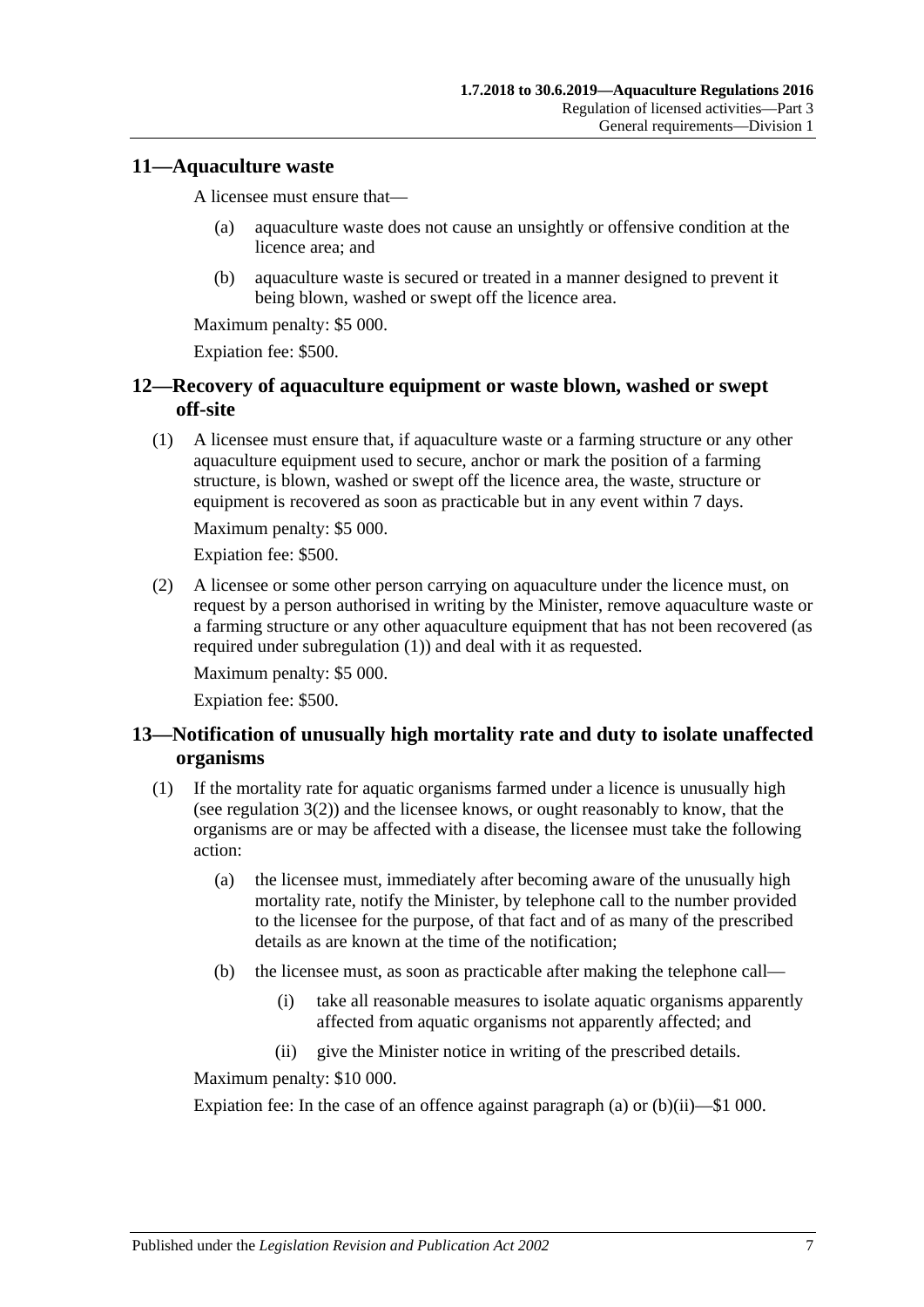## 11—Aquaculture waste

A licensee must ensure that—

(a) aquaculture waste does not cause an unsightly or offensive condition at the licence area; and

(b) aquaculture waste is secured or treated in a manner designed to prevent it being blown, washed or swept off the licence area.

Maximum penalty: $5 000.

Expiation fee: $500.

## 12—Recovery of aquaculture equipment or waste blown, washed or swept off-site

(1) A licensee must ensure that, if aquaculture waste or a farming structure or any other aquaculture equipment used to secure, anchor or mark the position of a farming structure, is blown, washed or swept off the licence area, the waste, structure or equipment is recovered as soon as practicable but in any event within 7 days.

Maximum penalty: $5 000.

Expiation fee: $500.

(2) A licensee or some other person carrying on aquaculture under the licence must, on request by a person authorised in writing by the Minister, remove aquaculture waste or a farming structure or any other aquaculture equipment that has not been recovered (as required under subregulation (1)) and deal with it as requested.

Maximum penalty: $5 000.

Expiation fee: $500.

## 13—Notification of unusually high mortality rate and duty to isolate unaffected organisms

(1) If the mortality rate for aquatic organisms farmed under a licence is unusually high (see regulation 3(2)) and the licensee knows, or ought reasonably to know, that the organisms are or may be affected with a disease, the licensee must take the following action:

(a) the licensee must, immediately after becoming aware of the unusually high mortality rate, notify the Minister, by telephone call to the number provided to the licensee for the purpose, of that fact and of as many of the prescribed details as are known at the time of the notification;

(b) the licensee must, as soon as practicable after making the telephone call—

(i) take all reasonable measures to isolate aquatic organisms apparently affected from aquatic organisms not apparently affected; and

(ii) give the Minister notice in writing of the prescribed details.

Maximum penalty: $10 000.

Expiation fee: In the case of an offence against paragraph (a) or (b)(ii)—$1 000.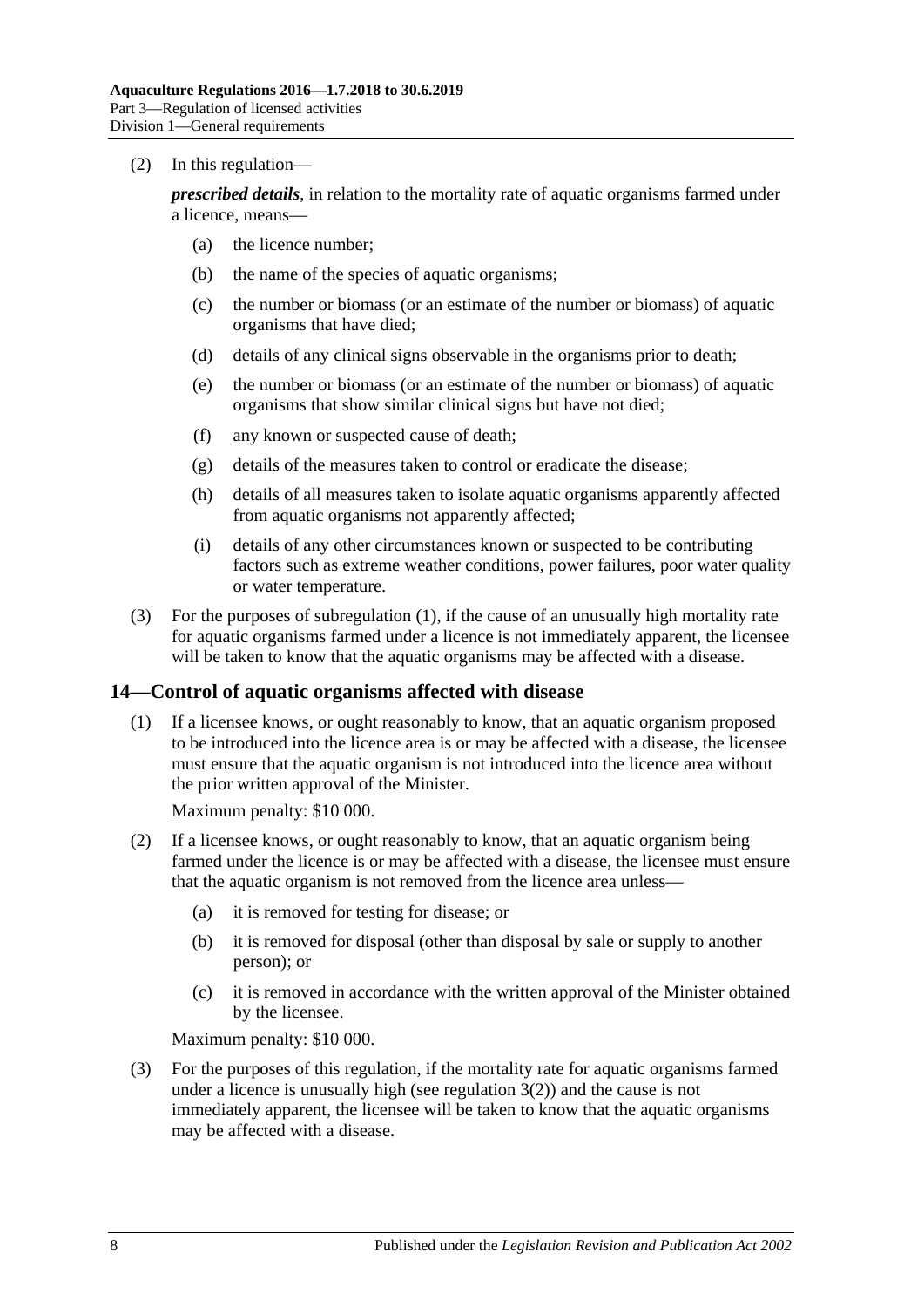(2) In this regulation—

***prescribed details***, in relation to the mortality rate of aquatic organisms farmed under a licence, means—

(a) the licence number;

(b) the name of the species of aquatic organisms;

(c) the number or biomass (or an estimate of the number or biomass) of aquatic organisms that have died;

(d) details of any clinical signs observable in the organisms prior to death;

(e) the number or biomass (or an estimate of the number or biomass) of aquatic organisms that show similar clinical signs but have not died;

(f) any known or suspected cause of death;

(g) details of the measures taken to control or eradicate the disease;

(h) details of all measures taken to isolate aquatic organisms apparently affected from aquatic organisms not apparently affected;

(i) details of any other circumstances known or suspected to be contributing factors such as extreme weather conditions, power failures, poor water quality or water temperature.

(3) For the purposes of subregulation (1), if the cause of an unusually high mortality rate for aquatic organisms farmed under a licence is not immediately apparent, the licensee will be taken to know that the aquatic organisms may be affected with a disease.

## 14—Control of aquatic organisms affected with disease

(1) If a licensee knows, or ought reasonably to know, that an aquatic organism proposed to be introduced into the licence area is or may be affected with a disease, the licensee must ensure that the aquatic organism is not introduced into the licence area without the prior written approval of the Minister.

Maximum penalty: $10 000.

(2) If a licensee knows, or ought reasonably to know, that an aquatic organism being farmed under the licence is or may be affected with a disease, the licensee must ensure that the aquatic organism is not removed from the licence area unless—

(a) it is removed for testing for disease; or

(b) it is removed for disposal (other than disposal by sale or supply to another person); or

(c) it is removed in accordance with the written approval of the Minister obtained by the licensee.

Maximum penalty: $10 000.

(3) For the purposes of this regulation, if the mortality rate for aquatic organisms farmed under a licence is unusually high (see regulation 3(2)) and the cause is not immediately apparent, the licensee will be taken to know that the aquatic organisms may be affected with a disease.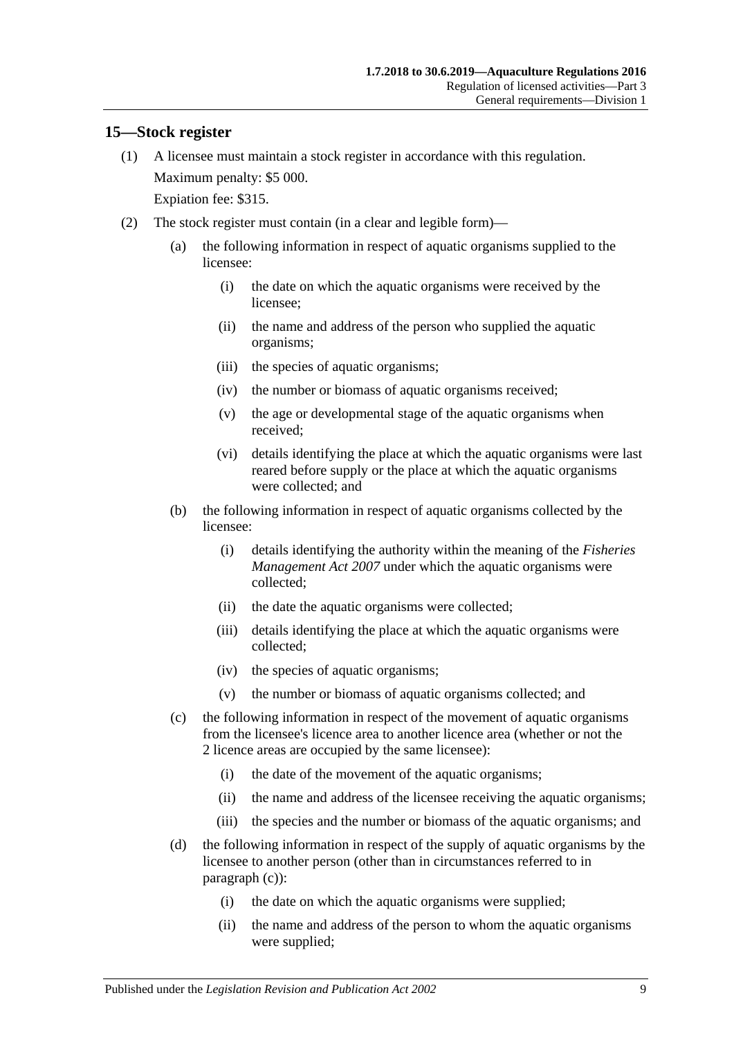## 15—Stock register

(1) A licensee must maintain a stock register in accordance with this regulation.

Maximum penalty: $5 000.

Expiation fee: $315.

(2) The stock register must contain (in a clear and legible form)—

(a) the following information in respect of aquatic organisms supplied to the licensee:

(i) the date on which the aquatic organisms were received by the licensee;

(ii) the name and address of the person who supplied the aquatic organisms;

(iii) the species of aquatic organisms;

(iv) the number or biomass of aquatic organisms received;

(v) the age or developmental stage of the aquatic organisms when received;

(vi) details identifying the place at which the aquatic organisms were last reared before supply or the place at which the aquatic organisms were collected; and

(b) the following information in respect of aquatic organisms collected by the licensee:

(i) details identifying the authority within the meaning of the *Fisheries Management Act 2007* under which the aquatic organisms were collected;

(ii) the date the aquatic organisms were collected;

(iii) details identifying the place at which the aquatic organisms were collected;

(iv) the species of aquatic organisms;

(v) the number or biomass of aquatic organisms collected; and

(c) the following information in respect of the movement of aquatic organisms from the licensee's licence area to another licence area (whether or not the 2 licence areas are occupied by the same licensee):

(i) the date of the movement of the aquatic organisms;

(ii) the name and address of the licensee receiving the aquatic organisms;

(iii) the species and the number or biomass of the aquatic organisms; and

(d) the following information in respect of the supply of aquatic organisms by the licensee to another person (other than in circumstances referred to in paragraph (c)):

(i) the date on which the aquatic organisms were supplied;

(ii) the name and address of the person to whom the aquatic organisms were supplied;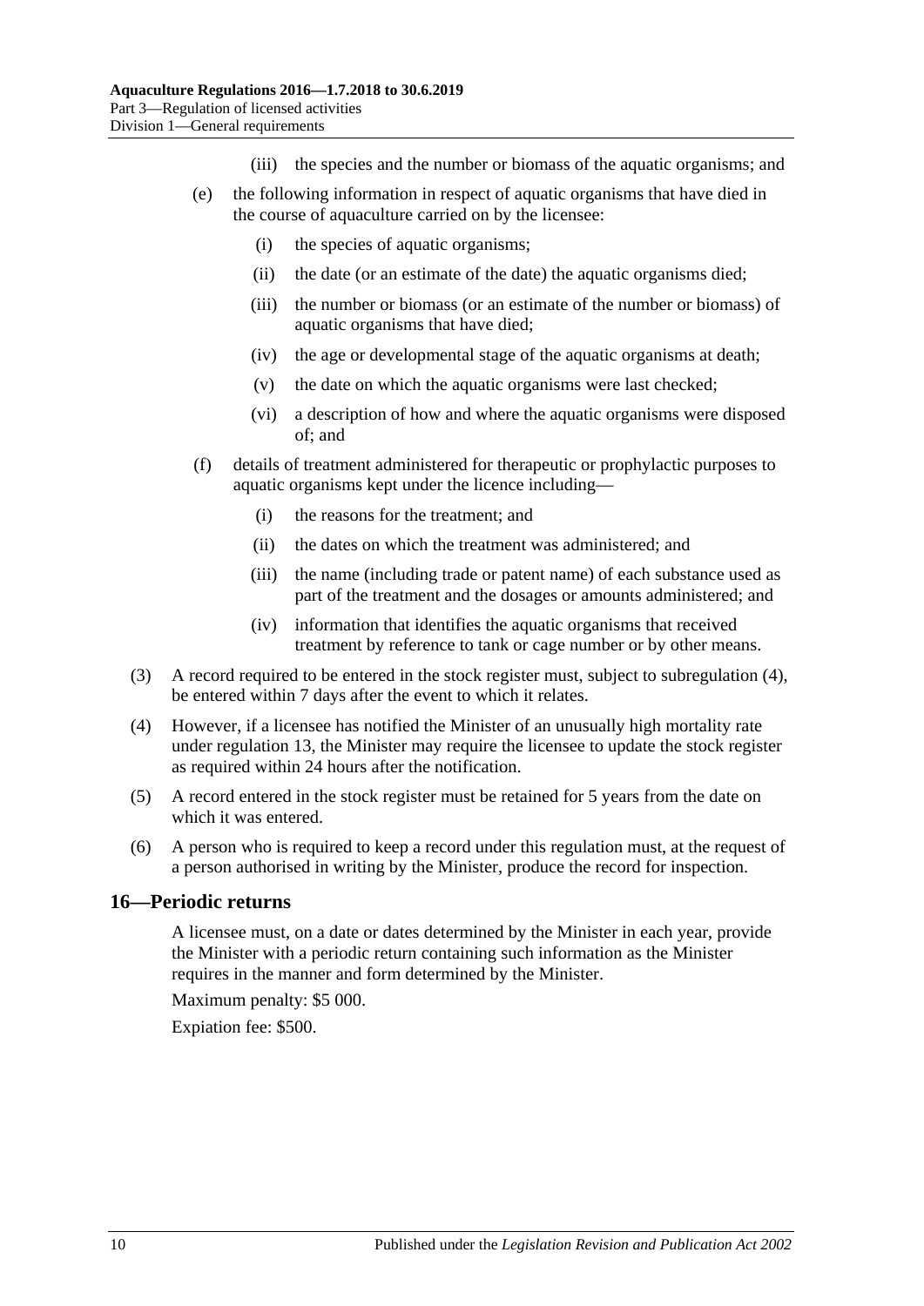(iii) the species and the number or biomass of the aquatic organisms; and

(e) the following information in respect of aquatic organisms that have died in the course of aquaculture carried on by the licensee:

(i) the species of aquatic organisms;

(ii) the date (or an estimate of the date) the aquatic organisms died;

(iii) the number or biomass (or an estimate of the number or biomass) of aquatic organisms that have died;

(iv) the age or developmental stage of the aquatic organisms at death;

(v) the date on which the aquatic organisms were last checked;

(vi) a description of how and where the aquatic organisms were disposed of; and

(f) details of treatment administered for therapeutic or prophylactic purposes to aquatic organisms kept under the licence including—

(i) the reasons for the treatment; and

(ii) the dates on which the treatment was administered; and

(iii) the name (including trade or patent name) of each substance used as part of the treatment and the dosages or amounts administered; and

(iv) information that identifies the aquatic organisms that received treatment by reference to tank or cage number or by other means.

(3) A record required to be entered in the stock register must, subject to subregulation (4), be entered within 7 days after the event to which it relates.

(4) However, if a licensee has notified the Minister of an unusually high mortality rate under regulation 13, the Minister may require the licensee to update the stock register as required within 24 hours after the notification.

(5) A record entered in the stock register must be retained for 5 years from the date on which it was entered.

(6) A person who is required to keep a record under this regulation must, at the request of a person authorised in writing by the Minister, produce the record for inspection.

## 16—Periodic returns

A licensee must, on a date or dates determined by the Minister in each year, provide the Minister with a periodic return containing such information as the Minister requires in the manner and form determined by the Minister.

Maximum penalty: $5 000.

Expiation fee: $500.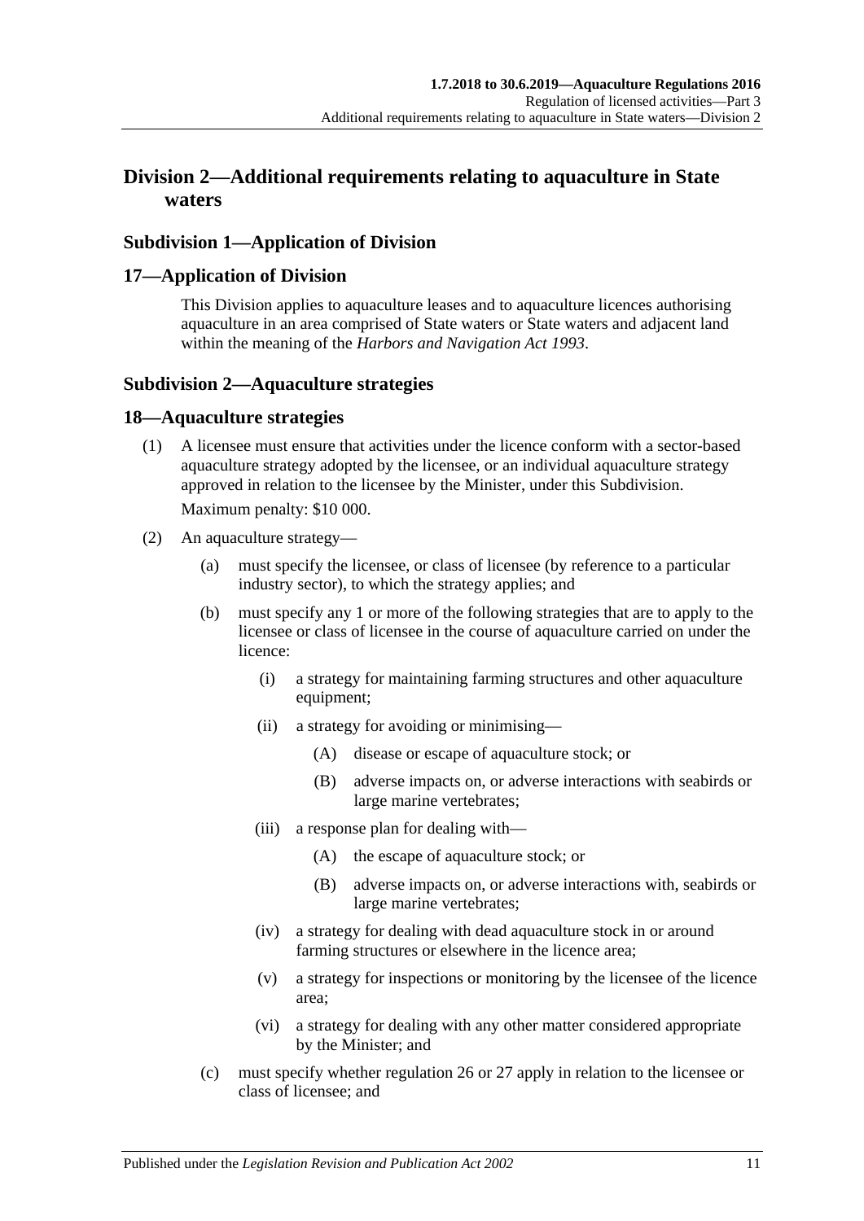## Division 2—Additional requirements relating to aquaculture in State waters

### Subdivision 1—Application of Division

### 17—Application of Division

This Division applies to aquaculture leases and to aquaculture licences authorising aquaculture in an area comprised of State waters or State waters and adjacent land within the meaning of the *Harbors and Navigation Act 1993*.

### Subdivision 2—Aquaculture strategies

### 18—Aquaculture strategies

(1) A licensee must ensure that activities under the licence conform with a sector-based aquaculture strategy adopted by the licensee, or an individual aquaculture strategy approved in relation to the licensee by the Minister, under this Subdivision.

Maximum penalty: $10 000.

(2) An aquaculture strategy—

(a) must specify the licensee, or class of licensee (by reference to a particular industry sector), to which the strategy applies; and

(b) must specify any 1 or more of the following strategies that are to apply to the licensee or class of licensee in the course of aquaculture carried on under the licence:

(i) a strategy for maintaining farming structures and other aquaculture equipment;

(ii) a strategy for avoiding or minimising—

(A) disease or escape of aquaculture stock; or

(B) adverse impacts on, or adverse interactions with seabirds or large marine vertebrates;

(iii) a response plan for dealing with—

(A) the escape of aquaculture stock; or

(B) adverse impacts on, or adverse interactions with, seabirds or large marine vertebrates;

(iv) a strategy for dealing with dead aquaculture stock in or around farming structures or elsewhere in the licence area;

(v) a strategy for inspections or monitoring by the licensee of the licence area;

(vi) a strategy for dealing with any other matter considered appropriate by the Minister; and

(c) must specify whether regulation 26 or 27 apply in relation to the licensee or class of licensee; and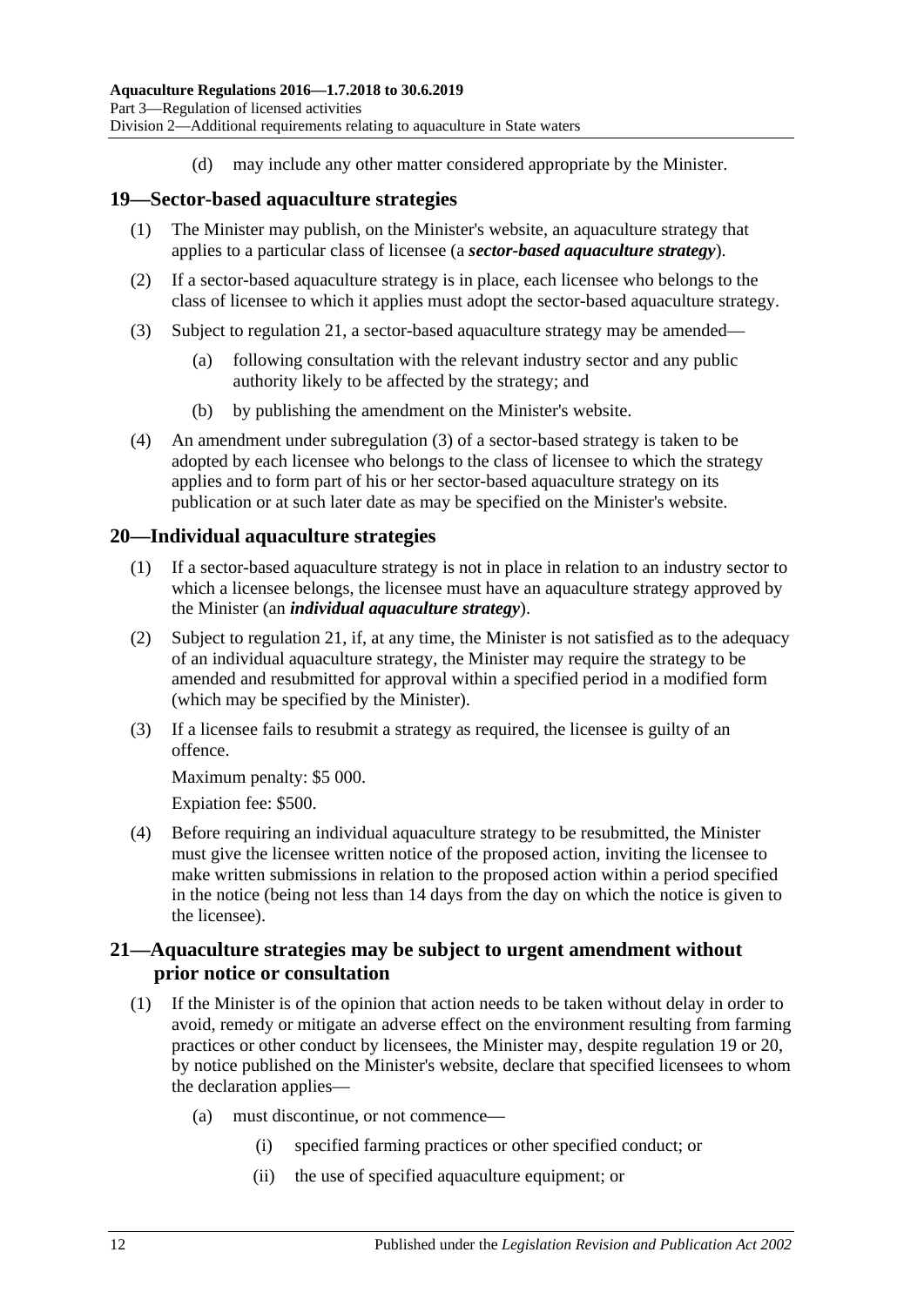(d) may include any other matter considered appropriate by the Minister.

## 19—Sector-based aquaculture strategies

(1) The Minister may publish, on the Minister's website, an aquaculture strategy that applies to a particular class of licensee (a ***sector-based aquaculture strategy***).

(2) If a sector-based aquaculture strategy is in place, each licensee who belongs to the class of licensee to which it applies must adopt the sector-based aquaculture strategy.

(3) Subject to regulation 21, a sector-based aquaculture strategy may be amended—

(a) following consultation with the relevant industry sector and any public authority likely to be affected by the strategy; and

(b) by publishing the amendment on the Minister's website.

(4) An amendment under subregulation (3) of a sector-based strategy is taken to be adopted by each licensee who belongs to the class of licensee to which the strategy applies and to form part of his or her sector-based aquaculture strategy on its publication or at such later date as may be specified on the Minister's website.

## 20—Individual aquaculture strategies

(1) If a sector-based aquaculture strategy is not in place in relation to an industry sector to which a licensee belongs, the licensee must have an aquaculture strategy approved by the Minister (an ***individual aquaculture strategy***).

(2) Subject to regulation 21, if, at any time, the Minister is not satisfied as to the adequacy of an individual aquaculture strategy, the Minister may require the strategy to be amended and resubmitted for approval within a specified period in a modified form (which may be specified by the Minister).

(3) If a licensee fails to resubmit a strategy as required, the licensee is guilty of an offence.

Maximum penalty: $5 000.

Expiation fee: $500.

(4) Before requiring an individual aquaculture strategy to be resubmitted, the Minister must give the licensee written notice of the proposed action, inviting the licensee to make written submissions in relation to the proposed action within a period specified in the notice (being not less than 14 days from the day on which the notice is given to the licensee).

## 21—Aquaculture strategies may be subject to urgent amendment without prior notice or consultation

(1) If the Minister is of the opinion that action needs to be taken without delay in order to avoid, remedy or mitigate an adverse effect on the environment resulting from farming practices or other conduct by licensees, the Minister may, despite regulation 19 or 20, by notice published on the Minister's website, declare that specified licensees to whom the declaration applies—

(a) must discontinue, or not commence—

(i) specified farming practices or other specified conduct; or

(ii) the use of specified aquaculture equipment; or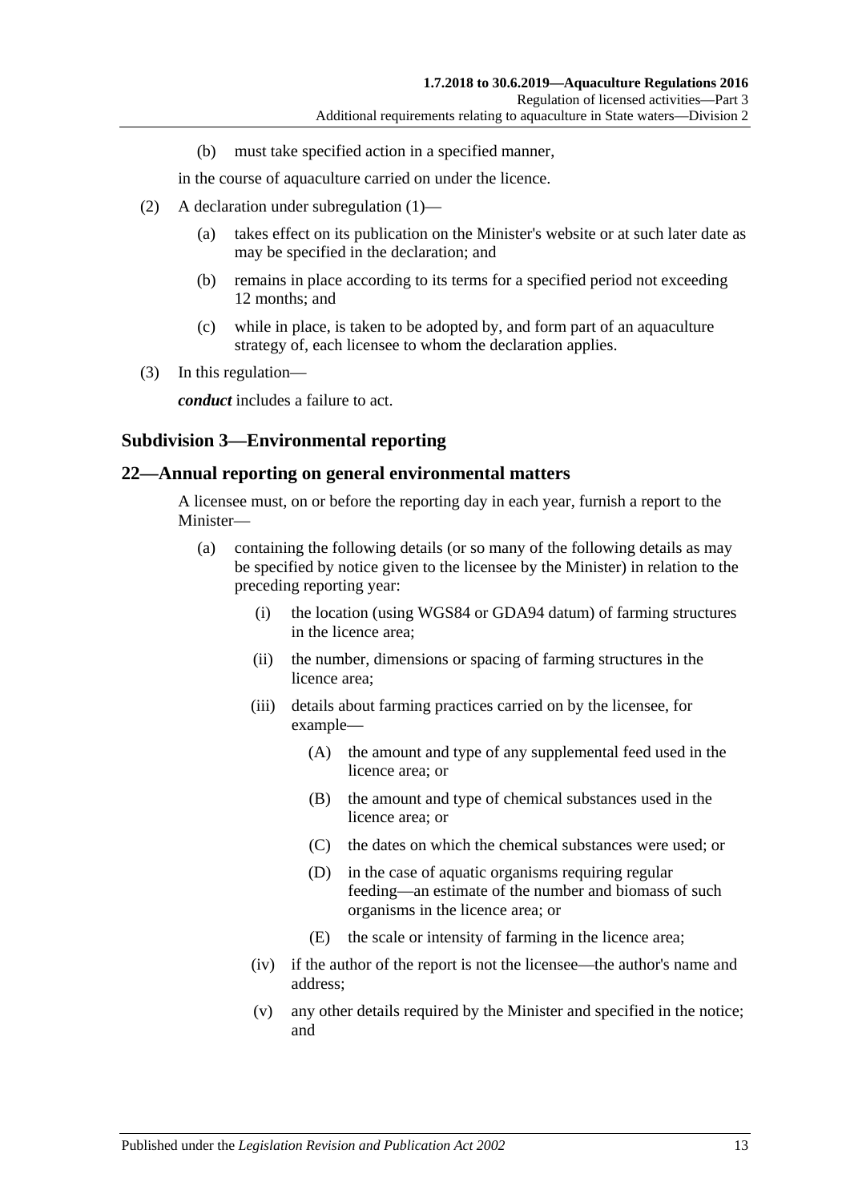(b) must take specified action in a specified manner,

in the course of aquaculture carried on under the licence.

(2) A declaration under subregulation (1)—

(a) takes effect on its publication on the Minister's website or at such later date as may be specified in the declaration; and

(b) remains in place according to its terms for a specified period not exceeding 12 months; and

(c) while in place, is taken to be adopted by, and form part of an aquaculture strategy of, each licensee to whom the declaration applies.

(3) In this regulation—

***conduct*** includes a failure to act.

## Subdivision 3—Environmental reporting

## 22—Annual reporting on general environmental matters

A licensee must, on or before the reporting day in each year, furnish a report to the Minister—

(a) containing the following details (or so many of the following details as may be specified by notice given to the licensee by the Minister) in relation to the preceding reporting year:

(i) the location (using WGS84 or GDA94 datum) of farming structures in the licence area;

(ii) the number, dimensions or spacing of farming structures in the licence area;

(iii) details about farming practices carried on by the licensee, for example—

(A) the amount and type of any supplemental feed used in the licence area; or

(B) the amount and type of chemical substances used in the licence area; or

(C) the dates on which the chemical substances were used; or

(D) in the case of aquatic organisms requiring regular feeding—an estimate of the number and biomass of such organisms in the licence area; or

(E) the scale or intensity of farming in the licence area;

(iv) if the author of the report is not the licensee—the author's name and address;

(v) any other details required by the Minister and specified in the notice; and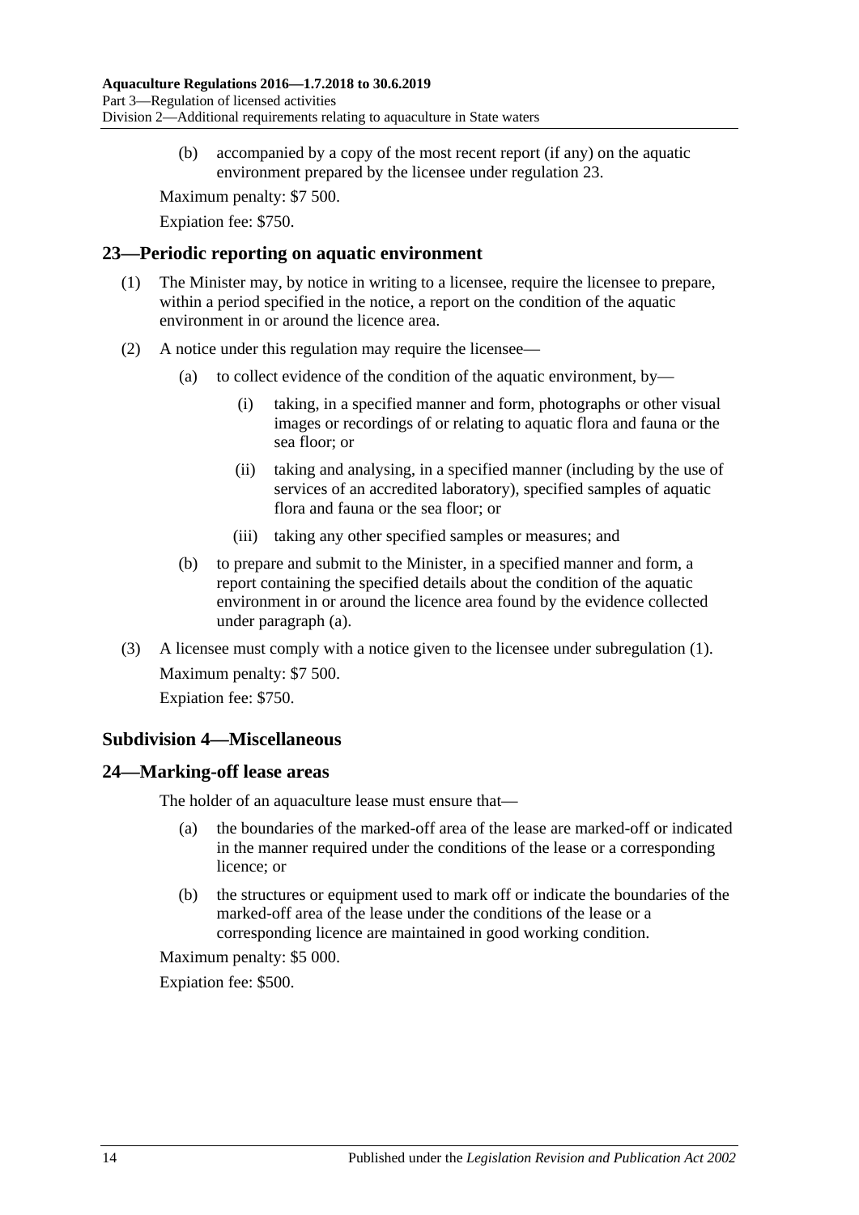(b) accompanied by a copy of the most recent report (if any) on the aquatic environment prepared by the licensee under regulation 23.

Maximum penalty: $7 500.

Expiation fee: $750.

## 23—Periodic reporting on aquatic environment

(1) The Minister may, by notice in writing to a licensee, require the licensee to prepare, within a period specified in the notice, a report on the condition of the aquatic environment in or around the licence area.

(2) A notice under this regulation may require the licensee—

(a) to collect evidence of the condition of the aquatic environment, by—

(i) taking, in a specified manner and form, photographs or other visual images or recordings of or relating to aquatic flora and fauna or the sea floor; or

(ii) taking and analysing, in a specified manner (including by the use of services of an accredited laboratory), specified samples of aquatic flora and fauna or the sea floor; or

(iii) taking any other specified samples or measures; and

(b) to prepare and submit to the Minister, in a specified manner and form, a report containing the specified details about the condition of the aquatic environment in or around the licence area found by the evidence collected under paragraph (a).

(3) A licensee must comply with a notice given to the licensee under subregulation (1).

Maximum penalty: $7 500.

Expiation fee: $750.

### Subdivision 4—Miscellaneous

## 24—Marking-off lease areas

The holder of an aquaculture lease must ensure that—

(a) the boundaries of the marked-off area of the lease are marked-off or indicated in the manner required under the conditions of the lease or a corresponding licence; or

(b) the structures or equipment used to mark off or indicate the boundaries of the marked-off area of the lease under the conditions of the lease or a corresponding licence are maintained in good working condition.

Maximum penalty: $5 000.

Expiation fee: $500.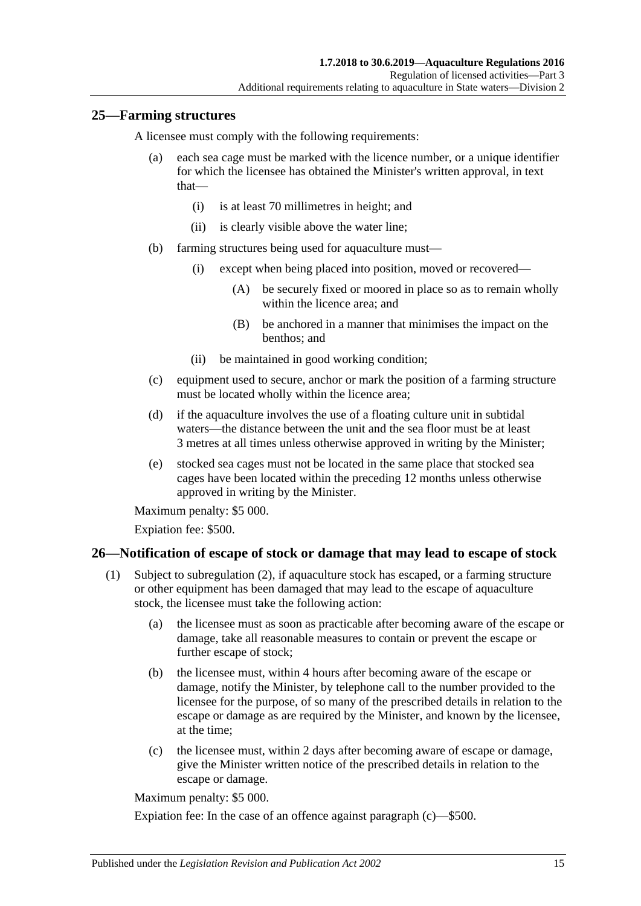## 25—Farming structures

A licensee must comply with the following requirements:

(a) each sea cage must be marked with the licence number, or a unique identifier for which the licensee has obtained the Minister's written approval, in text that—

  (i) is at least 70 millimetres in height; and

  (ii) is clearly visible above the water line;

(b) farming structures being used for aquaculture must—

  (i) except when being placed into position, moved or recovered—

    (A) be securely fixed or moored in place so as to remain wholly within the licence area; and

    (B) be anchored in a manner that minimises the impact on the benthos; and

  (ii) be maintained in good working condition;

(c) equipment used to secure, anchor or mark the position of a farming structure must be located wholly within the licence area;

(d) if the aquaculture involves the use of a floating culture unit in subtidal waters—the distance between the unit and the sea floor must be at least 3 metres at all times unless otherwise approved in writing by the Minister;

(e) stocked sea cages must not be located in the same place that stocked sea cages have been located within the preceding 12 months unless otherwise approved in writing by the Minister.

Maximum penalty: $5 000.

Expiation fee: $500.

## 26—Notification of escape of stock or damage that may lead to escape of stock

(1) Subject to subregulation (2), if aquaculture stock has escaped, or a farming structure or other equipment has been damaged that may lead to the escape of aquaculture stock, the licensee must take the following action:

  (a) the licensee must as soon as practicable after becoming aware of the escape or damage, take all reasonable measures to contain or prevent the escape or further escape of stock;

  (b) the licensee must, within 4 hours after becoming aware of the escape or damage, notify the Minister, by telephone call to the number provided to the licensee for the purpose, of so many of the prescribed details in relation to the escape or damage as are required by the Minister, and known by the licensee, at the time;

  (c) the licensee must, within 2 days after becoming aware of escape or damage, give the Minister written notice of the prescribed details in relation to the escape or damage.

Maximum penalty: $5 000.

Expiation fee: In the case of an offence against paragraph (c)—$500.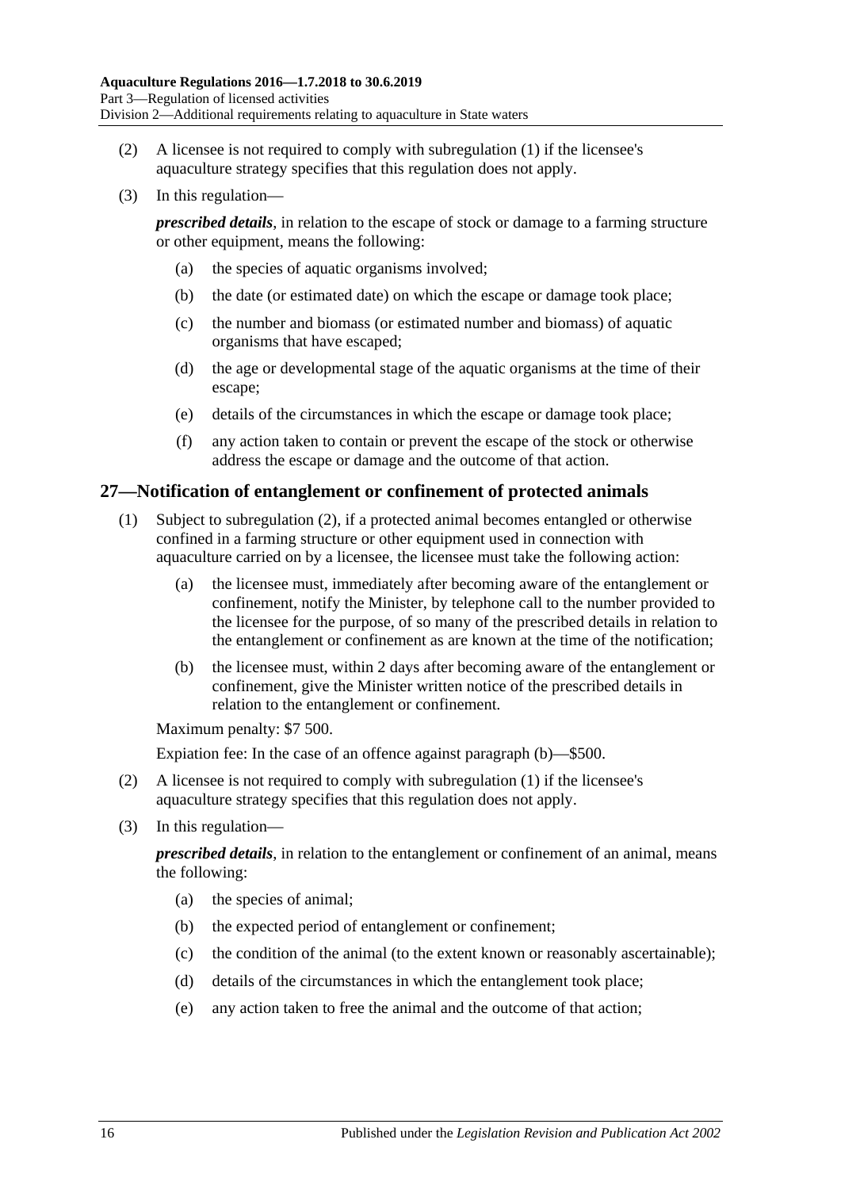(2) A licensee is not required to comply with subregulation (1) if the licensee's aquaculture strategy specifies that this regulation does not apply.

(3) In this regulation—

***prescribed details***, in relation to the escape of stock or damage to a farming structure or other equipment, means the following:

(a) the species of aquatic organisms involved;

(b) the date (or estimated date) on which the escape or damage took place;

(c) the number and biomass (or estimated number and biomass) of aquatic organisms that have escaped;

(d) the age or developmental stage of the aquatic organisms at the time of their escape;

(e) details of the circumstances in which the escape or damage took place;

(f) any action taken to contain or prevent the escape of the stock or otherwise address the escape or damage and the outcome of that action.

## 27—Notification of entanglement or confinement of protected animals

(1) Subject to subregulation (2), if a protected animal becomes entangled or otherwise confined in a farming structure or other equipment used in connection with aquaculture carried on by a licensee, the licensee must take the following action:

(a) the licensee must, immediately after becoming aware of the entanglement or confinement, notify the Minister, by telephone call to the number provided to the licensee for the purpose, of so many of the prescribed details in relation to the entanglement or confinement as are known at the time of the notification;

(b) the licensee must, within 2 days after becoming aware of the entanglement or confinement, give the Minister written notice of the prescribed details in relation to the entanglement or confinement.

Maximum penalty: $7 500.

Expiation fee: In the case of an offence against paragraph (b)—$500.

(2) A licensee is not required to comply with subregulation (1) if the licensee's aquaculture strategy specifies that this regulation does not apply.

(3) In this regulation—

***prescribed details***, in relation to the entanglement or confinement of an animal, means the following:

(a) the species of animal;

(b) the expected period of entanglement or confinement;

(c) the condition of the animal (to the extent known or reasonably ascertainable);

(d) details of the circumstances in which the entanglement took place;

(e) any action taken to free the animal and the outcome of that action;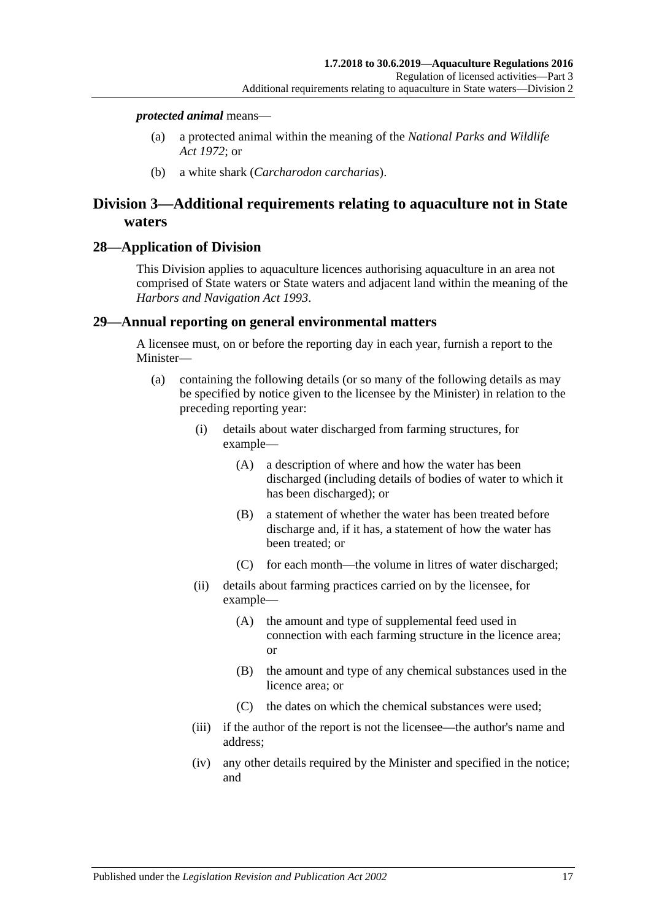***protected animal*** means—

(a) a protected animal within the meaning of the *National Parks and Wildlife Act 1972*; or

(b) a white shark (*Carcharodon carcharias*).

## Division 3—Additional requirements relating to aquaculture not in State waters

### 28—Application of Division

This Division applies to aquaculture licences authorising aquaculture in an area not comprised of State waters or State waters and adjacent land within the meaning of the *Harbors and Navigation Act 1993*.

### 29—Annual reporting on general environmental matters

A licensee must, on or before the reporting day in each year, furnish a report to the Minister—

(a) containing the following details (or so many of the following details as may be specified by notice given to the licensee by the Minister) in relation to the preceding reporting year:

(i) details about water discharged from farming structures, for example—

(A) a description of where and how the water has been discharged (including details of bodies of water to which it has been discharged); or

(B) a statement of whether the water has been treated before discharge and, if it has, a statement of how the water has been treated; or

(C) for each month—the volume in litres of water discharged;

(ii) details about farming practices carried on by the licensee, for example—

(A) the amount and type of supplemental feed used in connection with each farming structure in the licence area; or

(B) the amount and type of any chemical substances used in the licence area; or

(C) the dates on which the chemical substances were used;

(iii) if the author of the report is not the licensee—the author's name and address;

(iv) any other details required by the Minister and specified in the notice; and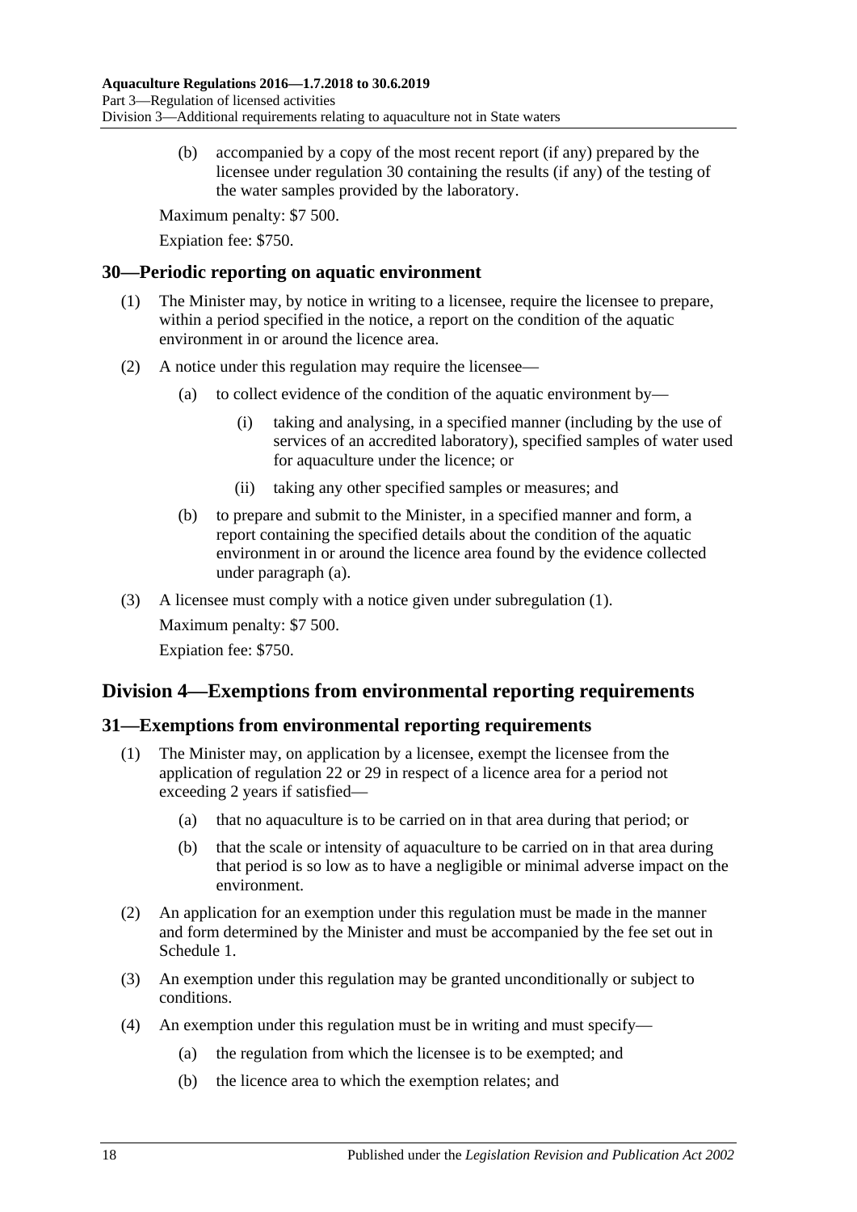(b) accompanied by a copy of the most recent report (if any) prepared by the licensee under regulation 30 containing the results (if any) of the testing of the water samples provided by the laboratory.

Maximum penalty: $7 500.

Expiation fee: $750.

## 30—Periodic reporting on aquatic environment

(1) The Minister may, by notice in writing to a licensee, require the licensee to prepare, within a period specified in the notice, a report on the condition of the aquatic environment in or around the licence area.

(2) A notice under this regulation may require the licensee—

(a) to collect evidence of the condition of the aquatic environment by—

(i) taking and analysing, in a specified manner (including by the use of services of an accredited laboratory), specified samples of water used for aquaculture under the licence; or

(ii) taking any other specified samples or measures; and

(b) to prepare and submit to the Minister, in a specified manner and form, a report containing the specified details about the condition of the aquatic environment in or around the licence area found by the evidence collected under paragraph (a).

(3) A licensee must comply with a notice given under subregulation (1).

Maximum penalty: $7 500.

Expiation fee: $750.

# Division 4—Exemptions from environmental reporting requirements

## 31—Exemptions from environmental reporting requirements

(1) The Minister may, on application by a licensee, exempt the licensee from the application of regulation 22 or 29 in respect of a licence area for a period not exceeding 2 years if satisfied—

(a) that no aquaculture is to be carried on in that area during that period; or

(b) that the scale or intensity of aquaculture to be carried on in that area during that period is so low as to have a negligible or minimal adverse impact on the environment.

(2) An application for an exemption under this regulation must be made in the manner and form determined by the Minister and must be accompanied by the fee set out in Schedule 1.

(3) An exemption under this regulation may be granted unconditionally or subject to conditions.

(4) An exemption under this regulation must be in writing and must specify—

(a) the regulation from which the licensee is to be exempted; and

(b) the licence area to which the exemption relates; and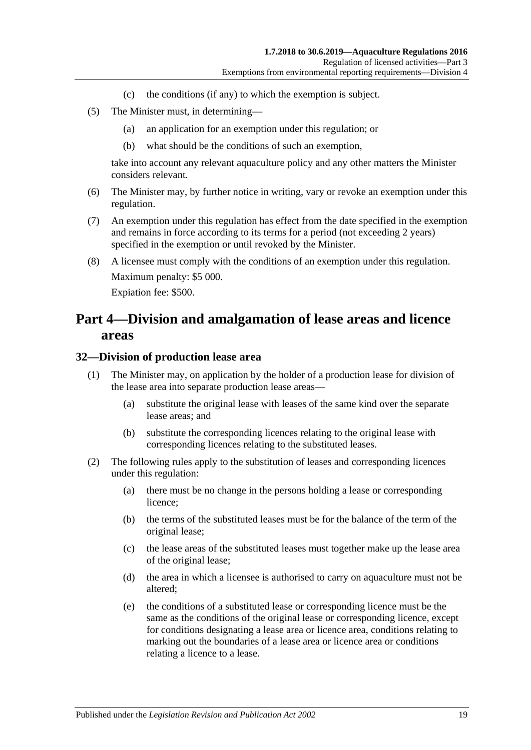(c) the conditions (if any) to which the exemption is subject.

(5) The Minister must, in determining—

(a) an application for an exemption under this regulation; or

(b) what should be the conditions of such an exemption,

take into account any relevant aquaculture policy and any other matters the Minister considers relevant.

(6) The Minister may, by further notice in writing, vary or revoke an exemption under this regulation.

(7) An exemption under this regulation has effect from the date specified in the exemption and remains in force according to its terms for a period (not exceeding 2 years) specified in the exemption or until revoked by the Minister.

(8) A licensee must comply with the conditions of an exemption under this regulation.

Maximum penalty: $5 000.

Expiation fee: $500.

# Part 4—Division and amalgamation of lease areas and licence areas

## 32—Division of production lease area

(1) The Minister may, on application by the holder of a production lease for division of the lease area into separate production lease areas—

(a) substitute the original lease with leases of the same kind over the separate lease areas; and

(b) substitute the corresponding licences relating to the original lease with corresponding licences relating to the substituted leases.

(2) The following rules apply to the substitution of leases and corresponding licences under this regulation:

(a) there must be no change in the persons holding a lease or corresponding licence;

(b) the terms of the substituted leases must be for the balance of the term of the original lease;

(c) the lease areas of the substituted leases must together make up the lease area of the original lease;

(d) the area in which a licensee is authorised to carry on aquaculture must not be altered;

(e) the conditions of a substituted lease or corresponding licence must be the same as the conditions of the original lease or corresponding licence, except for conditions designating a lease area or licence area, conditions relating to marking out the boundaries of a lease area or licence area or conditions relating a licence to a lease.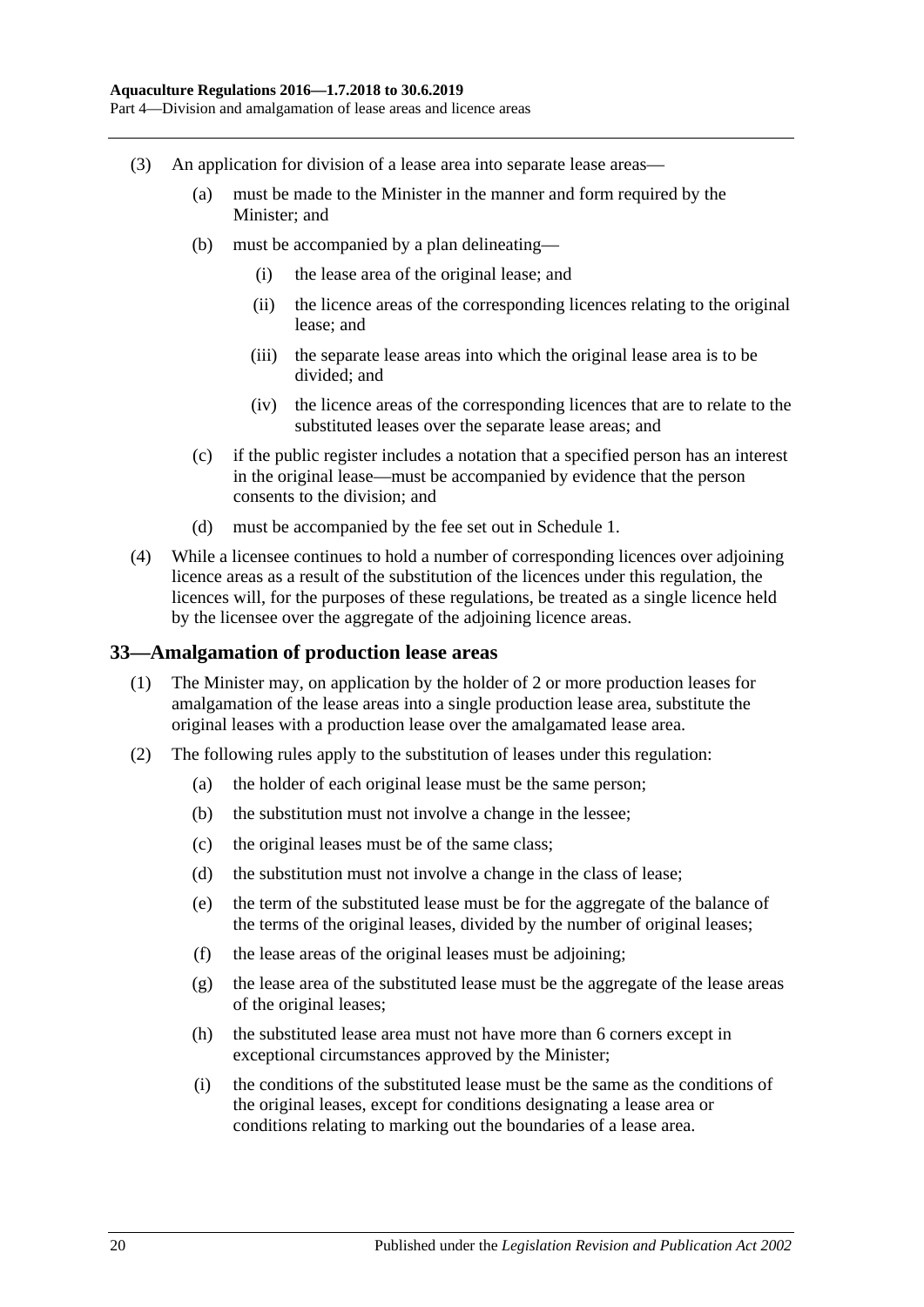(3) An application for division of a lease area into separate lease areas—

(a) must be made to the Minister in the manner and form required by the Minister; and

(b) must be accompanied by a plan delineating—

(i) the lease area of the original lease; and

(ii) the licence areas of the corresponding licences relating to the original lease; and

(iii) the separate lease areas into which the original lease area is to be divided; and

(iv) the licence areas of the corresponding licences that are to relate to the substituted leases over the separate lease areas; and

(c) if the public register includes a notation that a specified person has an interest in the original lease—must be accompanied by evidence that the person consents to the division; and

(d) must be accompanied by the fee set out in Schedule 1.

(4) While a licensee continues to hold a number of corresponding licences over adjoining licence areas as a result of the substitution of the licences under this regulation, the licences will, for the purposes of these regulations, be treated as a single licence held by the licensee over the aggregate of the adjoining licence areas.

## 33—Amalgamation of production lease areas

(1) The Minister may, on application by the holder of 2 or more production leases for amalgamation of the lease areas into a single production lease area, substitute the original leases with a production lease over the amalgamated lease area.

(2) The following rules apply to the substitution of leases under this regulation:

(a) the holder of each original lease must be the same person;

(b) the substitution must not involve a change in the lessee;

(c) the original leases must be of the same class;

(d) the substitution must not involve a change in the class of lease;

(e) the term of the substituted lease must be for the aggregate of the balance of the terms of the original leases, divided by the number of original leases;

(f) the lease areas of the original leases must be adjoining;

(g) the lease area of the substituted lease must be the aggregate of the lease areas of the original leases;

(h) the substituted lease area must not have more than 6 corners except in exceptional circumstances approved by the Minister;

(i) the conditions of the substituted lease must be the same as the conditions of the original leases, except for conditions designating a lease area or conditions relating to marking out the boundaries of a lease area.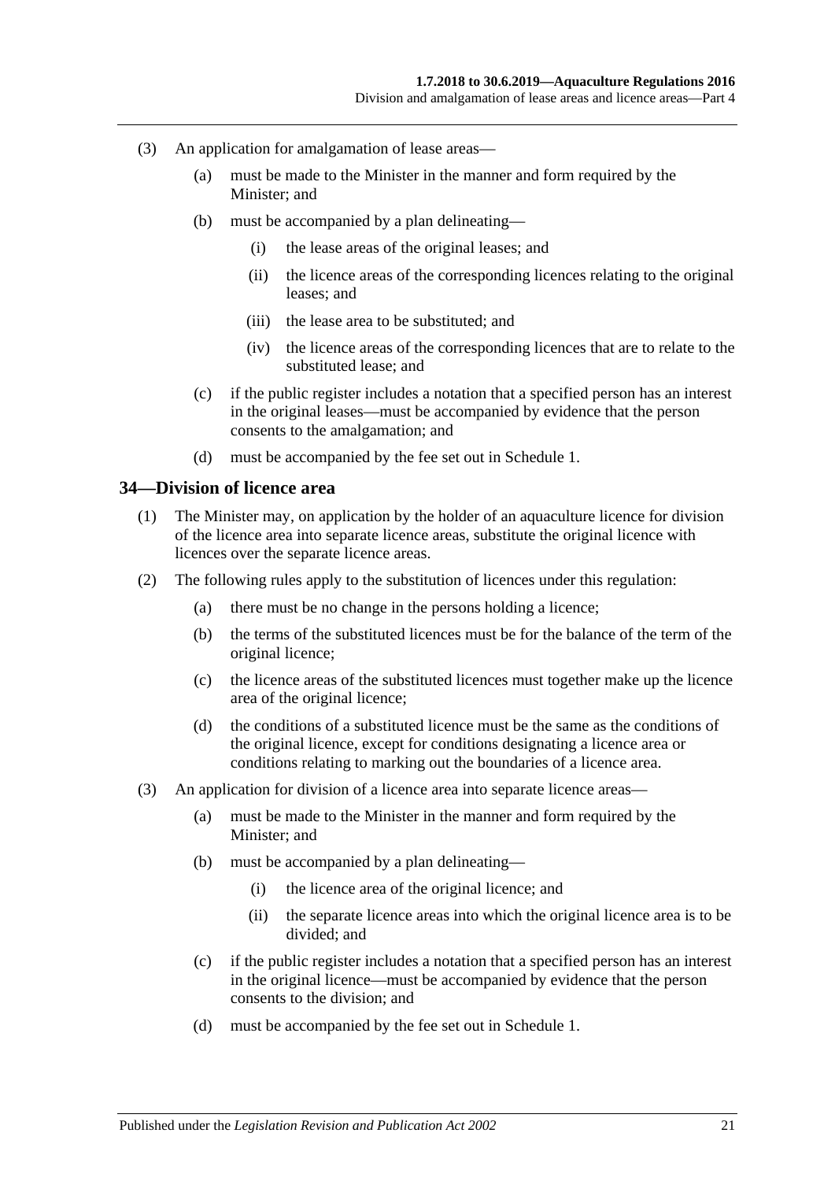(3) An application for amalgamation of lease areas—

(a) must be made to the Minister in the manner and form required by the Minister; and

(b) must be accompanied by a plan delineating—

(i) the lease areas of the original leases; and

(ii) the licence areas of the corresponding licences relating to the original leases; and

(iii) the lease area to be substituted; and

(iv) the licence areas of the corresponding licences that are to relate to the substituted lease; and

(c) if the public register includes a notation that a specified person has an interest in the original leases—must be accompanied by evidence that the person consents to the amalgamation; and

(d) must be accompanied by the fee set out in Schedule 1.

## 34—Division of licence area

(1) The Minister may, on application by the holder of an aquaculture licence for division of the licence area into separate licence areas, substitute the original licence with licences over the separate licence areas.

(2) The following rules apply to the substitution of licences under this regulation:

(a) there must be no change in the persons holding a licence;

(b) the terms of the substituted licences must be for the balance of the term of the original licence;

(c) the licence areas of the substituted licences must together make up the licence area of the original licence;

(d) the conditions of a substituted licence must be the same as the conditions of the original licence, except for conditions designating a licence area or conditions relating to marking out the boundaries of a licence area.

(3) An application for division of a licence area into separate licence areas—

(a) must be made to the Minister in the manner and form required by the Minister; and

(b) must be accompanied by a plan delineating—

(i) the licence area of the original licence; and

(ii) the separate licence areas into which the original licence area is to be divided; and

(c) if the public register includes a notation that a specified person has an interest in the original licence—must be accompanied by evidence that the person consents to the division; and

(d) must be accompanied by the fee set out in Schedule 1.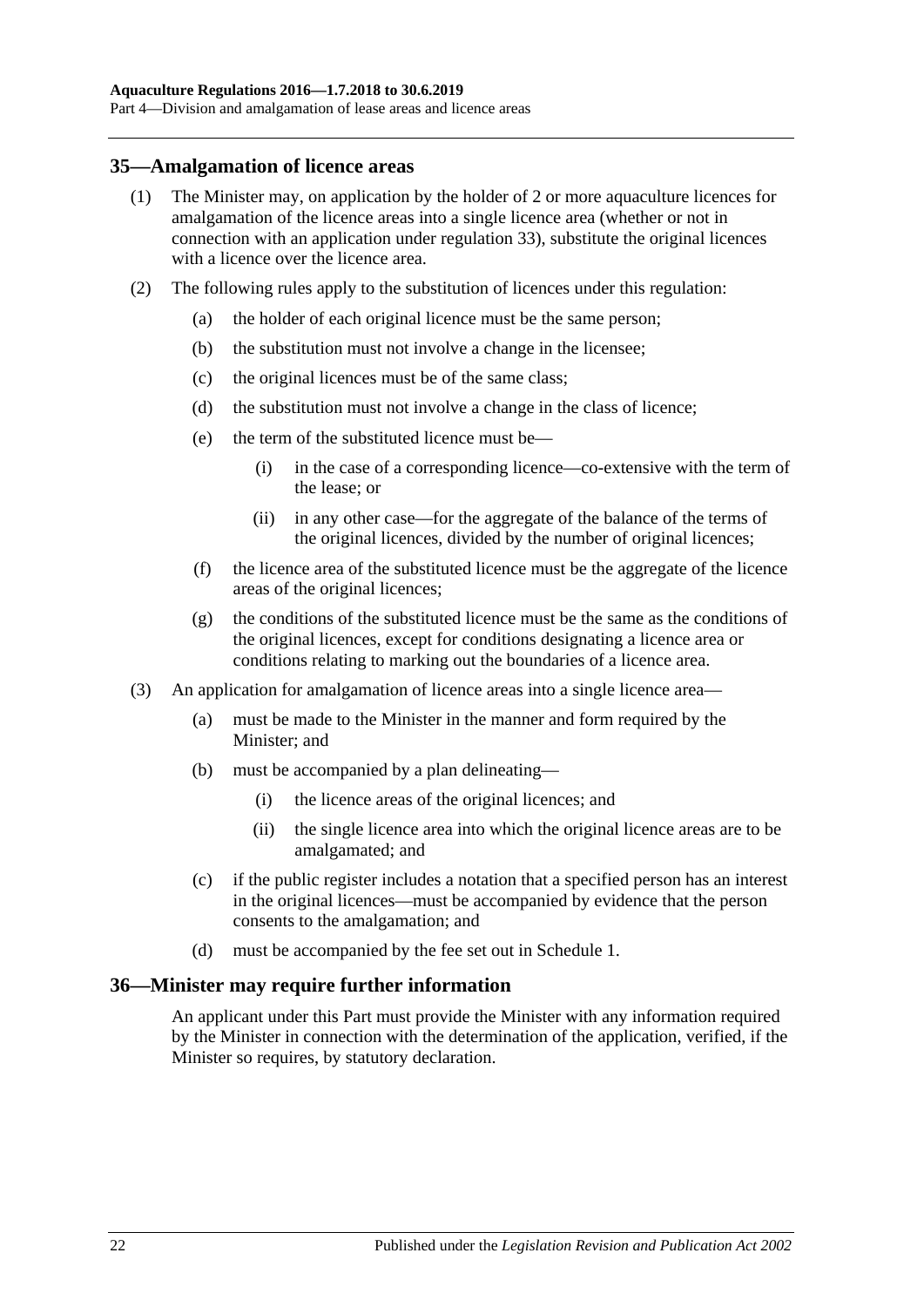## 35—Amalgamation of licence areas

(1) The Minister may, on application by the holder of 2 or more aquaculture licences for amalgamation of the licence areas into a single licence area (whether or not in connection with an application under regulation 33), substitute the original licences with a licence over the licence area.

(2) The following rules apply to the substitution of licences under this regulation:

- (a) the holder of each original licence must be the same person;
- (b) the substitution must not involve a change in the licensee;
- (c) the original licences must be of the same class;
- (d) the substitution must not involve a change in the class of licence;
- (e) the term of the substituted licence must be—
  - (i) in the case of a corresponding licence—co-extensive with the term of the lease; or
  - (ii) in any other case—for the aggregate of the balance of the terms of the original licences, divided by the number of original licences;
- (f) the licence area of the substituted licence must be the aggregate of the licence areas of the original licences;
- (g) the conditions of the substituted licence must be the same as the conditions of the original licences, except for conditions designating a licence area or conditions relating to marking out the boundaries of a licence area.

(3) An application for amalgamation of licence areas into a single licence area—

- (a) must be made to the Minister in the manner and form required by the Minister; and
- (b) must be accompanied by a plan delineating—
  - (i) the licence areas of the original licences; and
  - (ii) the single licence area into which the original licence areas are to be amalgamated; and
- (c) if the public register includes a notation that a specified person has an interest in the original licences—must be accompanied by evidence that the person consents to the amalgamation; and
- (d) must be accompanied by the fee set out in Schedule 1.

## 36—Minister may require further information

An applicant under this Part must provide the Minister with any information required by the Minister in connection with the determination of the application, verified, if the Minister so requires, by statutory declaration.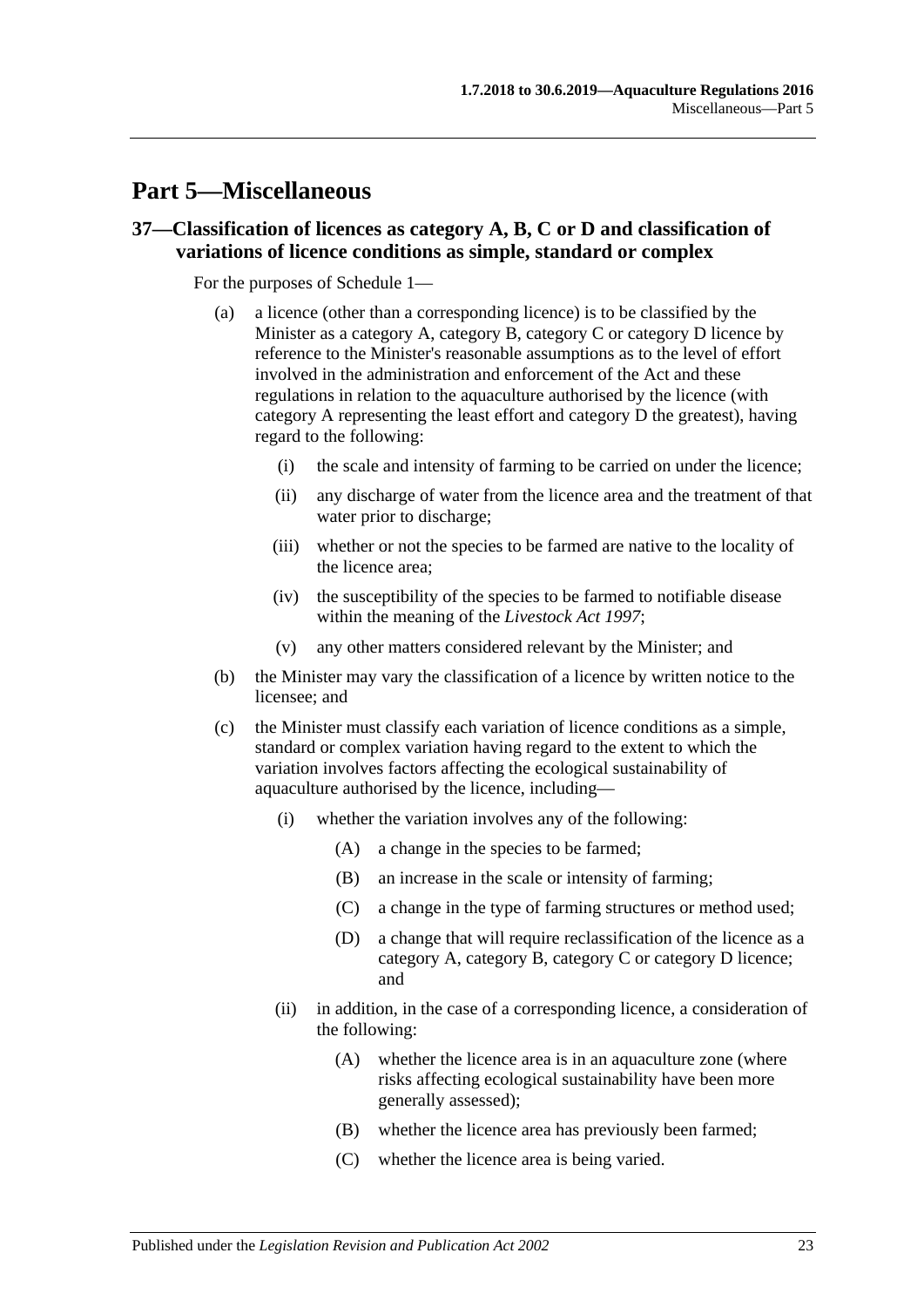# Part 5—Miscellaneous

## 37—Classification of licences as category A, B, C or D and classification of variations of licence conditions as simple, standard or complex

For the purposes of Schedule 1—

(a) a licence (other than a corresponding licence) is to be classified by the Minister as a category A, category B, category C or category D licence by reference to the Minister's reasonable assumptions as to the level of effort involved in the administration and enforcement of the Act and these regulations in relation to the aquaculture authorised by the licence (with category A representing the least effort and category D the greatest), having regard to the following:

  (i) the scale and intensity of farming to be carried on under the licence;

  (ii) any discharge of water from the licence area and the treatment of that water prior to discharge;

  (iii) whether or not the species to be farmed are native to the locality of the licence area;

  (iv) the susceptibility of the species to be farmed to notifiable disease within the meaning of the *Livestock Act 1997*;

  (v) any other matters considered relevant by the Minister; and

(b) the Minister may vary the classification of a licence by written notice to the licensee; and

(c) the Minister must classify each variation of licence conditions as a simple, standard or complex variation having regard to the extent to which the variation involves factors affecting the ecological sustainability of aquaculture authorised by the licence, including—

  (i) whether the variation involves any of the following:

    (A) a change in the species to be farmed;

    (B) an increase in the scale or intensity of farming;

    (C) a change in the type of farming structures or method used;

    (D) a change that will require reclassification of the licence as a category A, category B, category C or category D licence; and

  (ii) in addition, in the case of a corresponding licence, a consideration of the following:

    (A) whether the licence area is in an aquaculture zone (where risks affecting ecological sustainability have been more generally assessed);

    (B) whether the licence area has previously been farmed;

    (C) whether the licence area is being varied.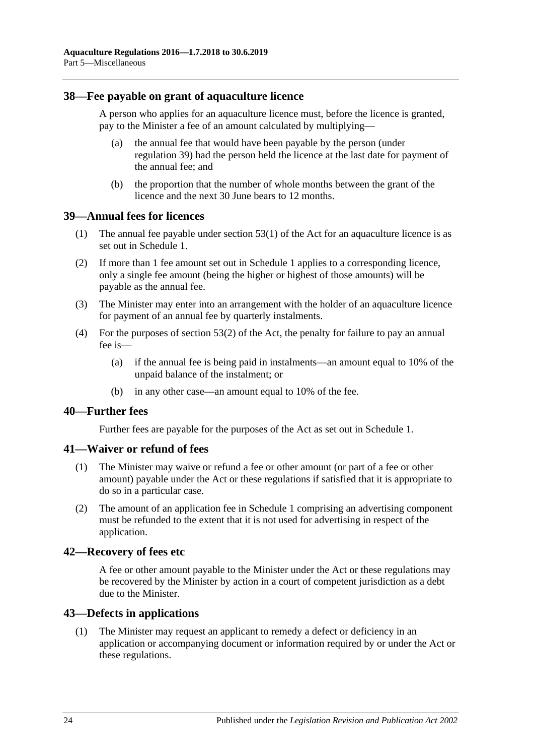## 38—Fee payable on grant of aquaculture licence

A person who applies for an aquaculture licence must, before the licence is granted, pay to the Minister a fee of an amount calculated by multiplying—

(a) the annual fee that would have been payable by the person (under regulation 39) had the person held the licence at the last date for payment of the annual fee; and

(b) the proportion that the number of whole months between the grant of the licence and the next 30 June bears to 12 months.

## 39—Annual fees for licences

(1) The annual fee payable under section 53(1) of the Act for an aquaculture licence is as set out in Schedule 1.

(2) If more than 1 fee amount set out in Schedule 1 applies to a corresponding licence, only a single fee amount (being the higher or highest of those amounts) will be payable as the annual fee.

(3) The Minister may enter into an arrangement with the holder of an aquaculture licence for payment of an annual fee by quarterly instalments.

(4) For the purposes of section 53(2) of the Act, the penalty for failure to pay an annual fee is—

(a) if the annual fee is being paid in instalments—an amount equal to 10% of the unpaid balance of the instalment; or

(b) in any other case—an amount equal to 10% of the fee.

## 40—Further fees

Further fees are payable for the purposes of the Act as set out in Schedule 1.

## 41—Waiver or refund of fees

(1) The Minister may waive or refund a fee or other amount (or part of a fee or other amount) payable under the Act or these regulations if satisfied that it is appropriate to do so in a particular case.

(2) The amount of an application fee in Schedule 1 comprising an advertising component must be refunded to the extent that it is not used for advertising in respect of the application.

## 42—Recovery of fees etc

A fee or other amount payable to the Minister under the Act or these regulations may be recovered by the Minister by action in a court of competent jurisdiction as a debt due to the Minister.

## 43—Defects in applications

(1) The Minister may request an applicant to remedy a defect or deficiency in an application or accompanying document or information required by or under the Act or these regulations.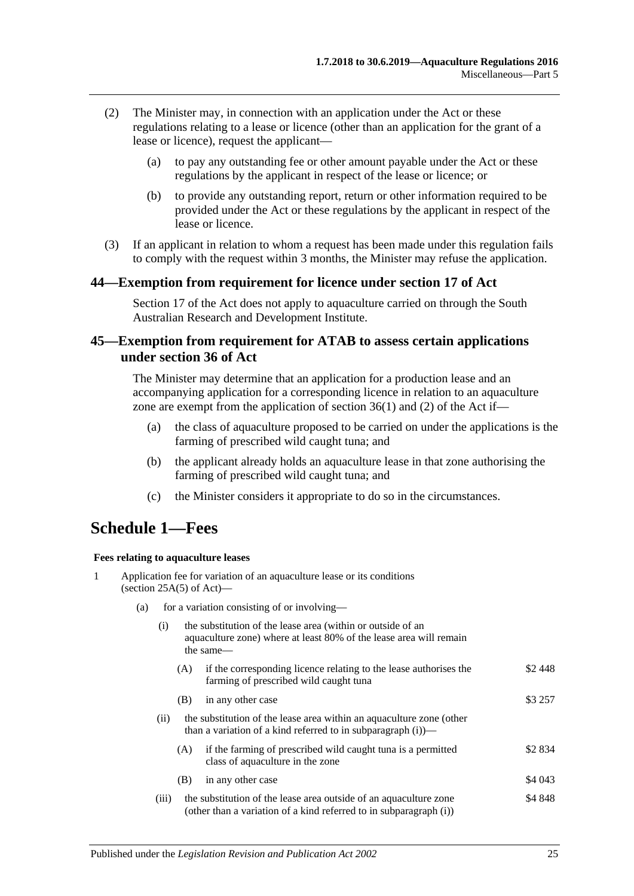(2) The Minister may, in connection with an application under the Act or these regulations relating to a lease or licence (other than an application for the grant of a lease or licence), request the applicant—

(a) to pay any outstanding fee or other amount payable under the Act or these regulations by the applicant in respect of the lease or licence; or

(b) to provide any outstanding report, return or other information required to be provided under the Act or these regulations by the applicant in respect of the lease or licence.

(3) If an applicant in relation to whom a request has been made under this regulation fails to comply with the request within 3 months, the Minister may refuse the application.

## 44—Exemption from requirement for licence under section 17 of Act

Section 17 of the Act does not apply to aquaculture carried on through the South Australian Research and Development Institute.

## 45—Exemption from requirement for ATAB to assess certain applications under section 36 of Act

The Minister may determine that an application for a production lease and an accompanying application for a corresponding licence in relation to an aquaculture zone are exempt from the application of section 36(1) and (2) of the Act if—

(a) the class of aquaculture proposed to be carried on under the applications is the farming of prescribed wild caught tuna; and

(b) the applicant already holds an aquaculture lease in that zone authorising the farming of prescribed wild caught tuna; and

(c) the Minister considers it appropriate to do so in the circumstances.

# Schedule 1—Fees

**Fees relating to aquaculture leases**

1 Application fee for variation of an aquaculture lease or its conditions (section 25A(5) of Act)—

(a) for a variation consisting of or involving—

(i) the substitution of the lease area (within or outside of an aquaculture zone) where at least 80% of the lease area will remain the same—

(A) if the corresponding licence relating to the lease authorises the farming of prescribed wild caught tuna — $2 448

(B) in any other case — $3 257

(ii) the substitution of the lease area within an aquaculture zone (other than a variation of a kind referred to in subparagraph (i))—

(A) if the farming of prescribed wild caught tuna is a permitted class of aquaculture in the zone — $2 834

(B) in any other case — $4 043

(iii) the substitution of the lease area outside of an aquaculture zone (other than a variation of a kind referred to in subparagraph (i)) — $4 848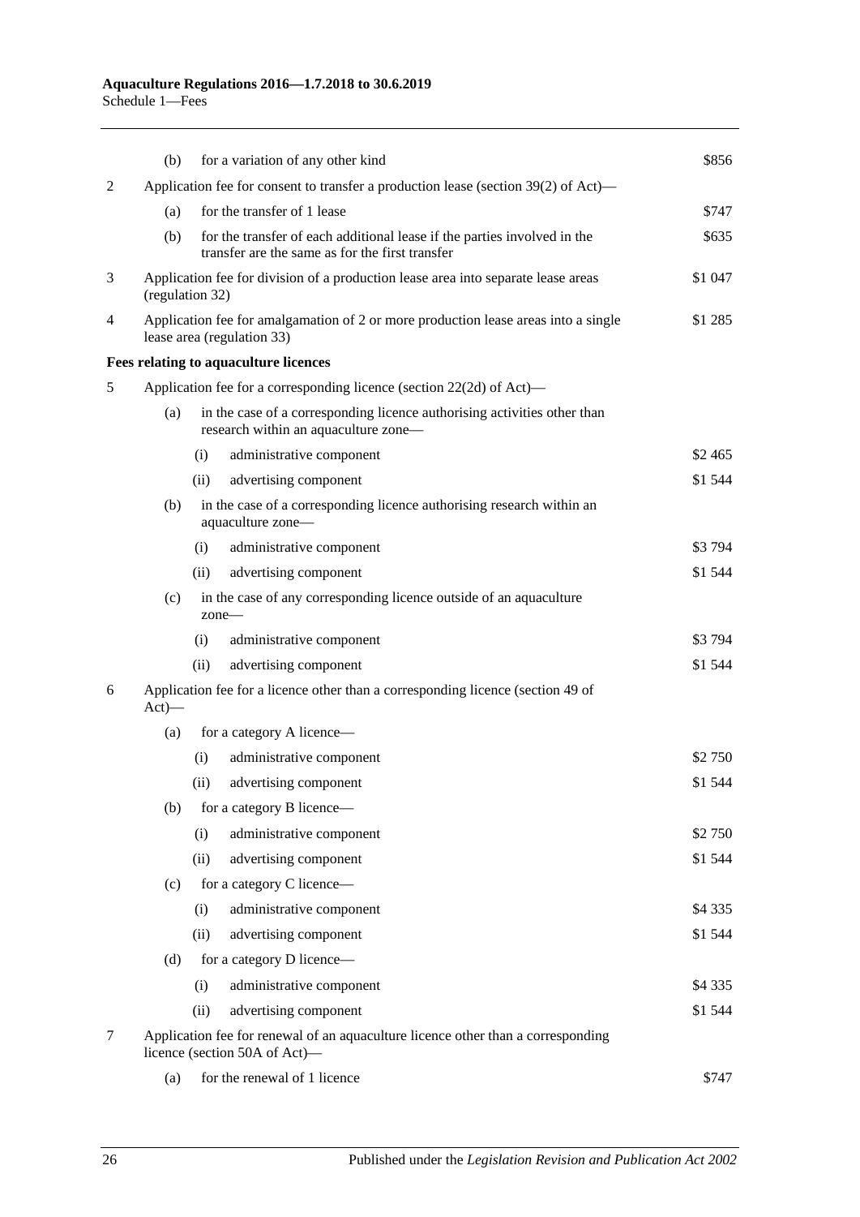| | | | |
|---|---|---|---|
| | (b) | for a variation of any other kind | $856 |
| 2 | | Application fee for consent to transfer a production lease (section 39(2) of Act)— | |
| | (a) | for the transfer of 1 lease | $747 |
| | (b) | for the transfer of each additional lease if the parties involved in the transfer are the same as for the first transfer | $635 |
| 3 | | Application fee for division of a production lease area into separate lease areas (regulation 32) | $1 047 |
| 4 | | Application fee for amalgamation of 2 or more production lease areas into a single lease area (regulation 33) | $1 285 |

**Fees relating to aquaculture licences**

| | | | |
|---|---|---|---|
| 5 | | Application fee for a corresponding licence (section 22(2d) of Act)— | |
| | (a) | in the case of a corresponding licence authorising activities other than research within an aquaculture zone— | |
| | | (i) administrative component | $2 465 |
| | | (ii) advertising component | $1 544 |
| | (b) | in the case of a corresponding licence authorising research within an aquaculture zone— | |
| | | (i) administrative component | $3 794 |
| | | (ii) advertising component | $1 544 |
| | (c) | in the case of any corresponding licence outside of an aquaculture zone— | |
| | | (i) administrative component | $3 794 |
| | | (ii) advertising component | $1 544 |
| 6 | | Application fee for a licence other than a corresponding licence (section 49 of Act)— | |
| | (a) | for a category A licence— | |
| | | (i) administrative component | $2 750 |
| | | (ii) advertising component | $1 544 |
| | (b) | for a category B licence— | |
| | | (i) administrative component | $2 750 |
| | | (ii) advertising component | $1 544 |
| | (c) | for a category C licence— | |
| | | (i) administrative component | $4 335 |
| | | (ii) advertising component | $1 544 |
| | (d) | for a category D licence— | |
| | | (i) administrative component | $4 335 |
| | | (ii) advertising component | $1 544 |
| 7 | | Application fee for renewal of an aquaculture licence other than a corresponding licence (section 50A of Act)— | |
| | (a) | for the renewal of 1 licence | $747 |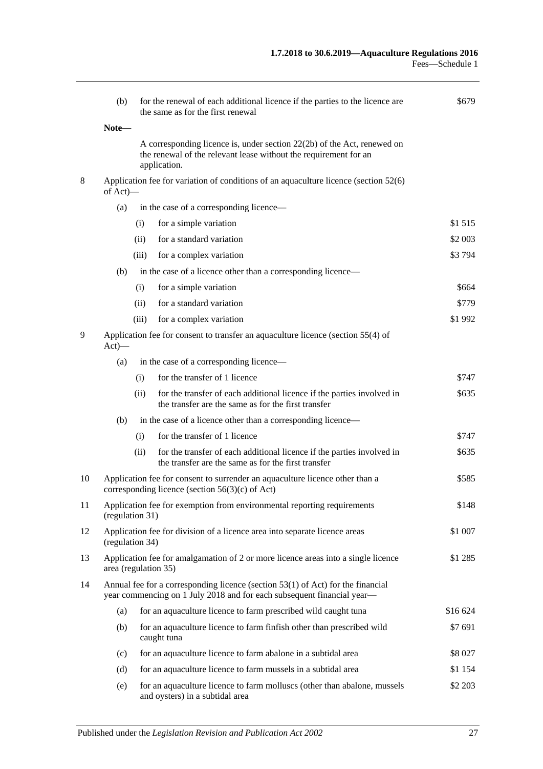| | | |
|---|---|---|
| | (b) for the renewal of each additional licence if the parties to the licence are the same as for the first renewal | \$679 |
| | **Note—** | |
| | A corresponding licence is, under section 22(2b) of the Act, renewed on the renewal of the relevant lease without the requirement for an application. | |
| 8 | Application fee for variation of conditions of an aquaculture licence (section 52(6) of Act)— | |
| | (a) in the case of a corresponding licence— | |
| | (i) for a simple variation | \$1 515 |
| | (ii) for a standard variation | \$2 003 |
| | (iii) for a complex variation | \$3 794 |
| | (b) in the case of a licence other than a corresponding licence— | |
| | (i) for a simple variation | \$664 |
| | (ii) for a standard variation | \$779 |
| | (iii) for a complex variation | \$1 992 |
| 9 | Application fee for consent to transfer an aquaculture licence (section 55(4) of Act)— | |
| | (a) in the case of a corresponding licence— | |
| | (i) for the transfer of 1 licence | \$747 |
| | (ii) for the transfer of each additional licence if the parties involved in the transfer are the same as for the first transfer | \$635 |
| | (b) in the case of a licence other than a corresponding licence— | |
| | (i) for the transfer of 1 licence | \$747 |
| | (ii) for the transfer of each additional licence if the parties involved in the transfer are the same as for the first transfer | \$635 |
| 10 | Application fee for consent to surrender an aquaculture licence other than a corresponding licence (section 56(3)(c) of Act) | \$585 |
| 11 | Application fee for exemption from environmental reporting requirements (regulation 31) | \$148 |
| 12 | Application fee for division of a licence area into separate licence areas (regulation 34) | \$1 007 |
| 13 | Application fee for amalgamation of 2 or more licence areas into a single licence area (regulation 35) | \$1 285 |
| 14 | Annual fee for a corresponding licence (section 53(1) of Act) for the financial year commencing on 1 July 2018 and for each subsequent financial year— | |
| | (a) for an aquaculture licence to farm prescribed wild caught tuna | \$16 624 |
| | (b) for an aquaculture licence to farm finfish other than prescribed wild caught tuna | \$7 691 |
| | (c) for an aquaculture licence to farm abalone in a subtidal area | \$8 027 |
| | (d) for an aquaculture licence to farm mussels in a subtidal area | \$1 154 |
| | (e) for an aquaculture licence to farm molluscs (other than abalone, mussels and oysters) in a subtidal area | \$2 203 |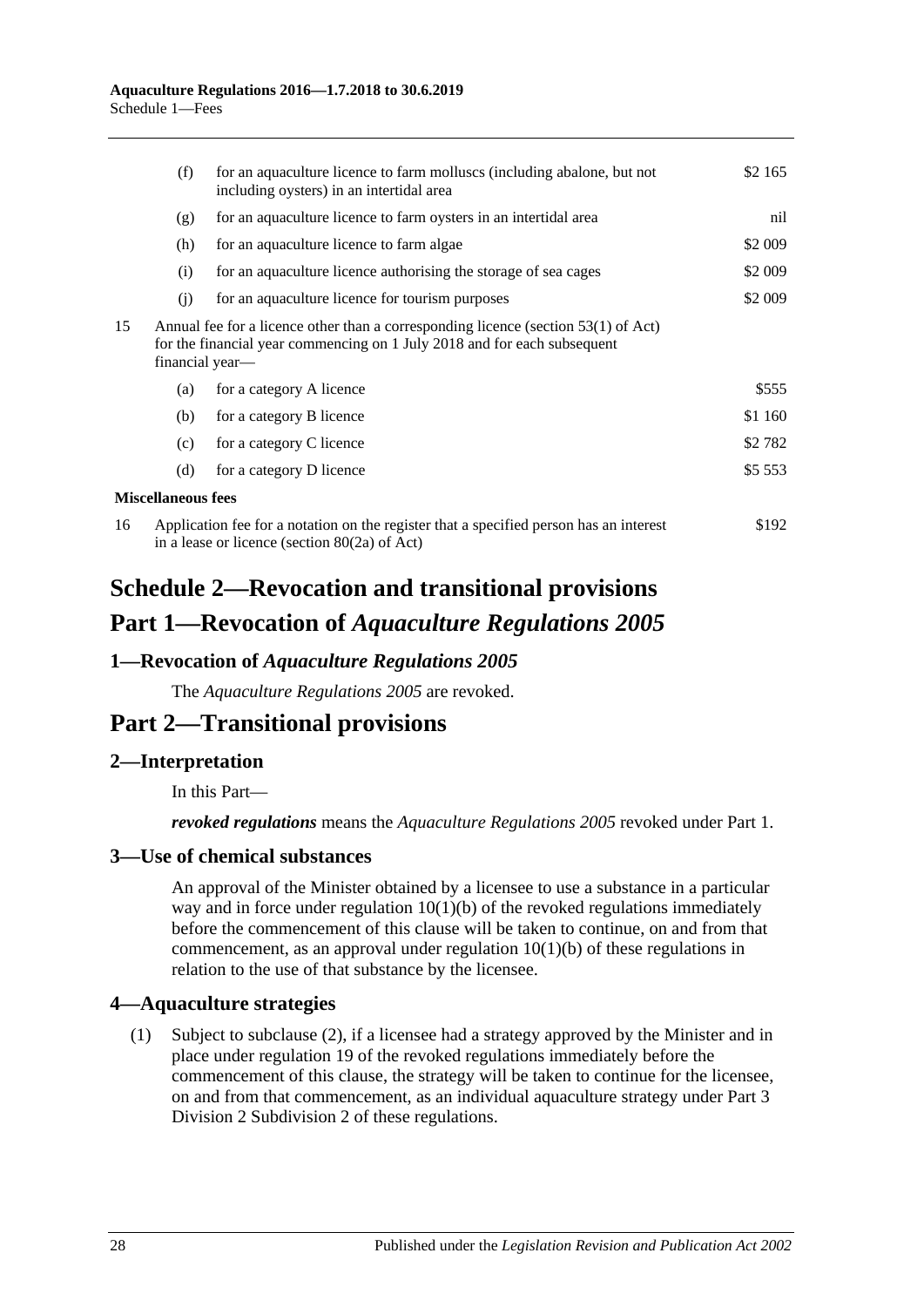| | | | |
|---|---|---|---|
| | (f) | for an aquaculture licence to farm molluscs (including abalone, but not including oysters) in an intertidal area | \$2 165 |
| | (g) | for an aquaculture licence to farm oysters in an intertidal area | nil |
| | (h) | for an aquaculture licence to farm algae | \$2 009 |
| | (i) | for an aquaculture licence authorising the storage of sea cages | \$2 009 |
| | (j) | for an aquaculture licence for tourism purposes | \$2 009 |
| 15 | Annual fee for a licence other than a corresponding licence (section 53(1) of Act) for the financial year commencing on 1 July 2018 and for each subsequent financial year— | | |
| | (a) | for a category A licence | \$555 |
| | (b) | for a category B licence | \$1 160 |
| | (c) | for a category C licence | \$2 782 |
| | (d) | for a category D licence | \$5 553 |
| **Miscellaneous fees** | | | |
| 16 | Application fee for a notation on the register that a specified person has an interest in a lease or licence (section 80(2a) of Act) | | \$192 |

# Schedule 2—Revocation and transitional provisions

# Part 1—Revocation of *Aquaculture Regulations 2005*

## 1—Revocation of *Aquaculture Regulations 2005*

The *Aquaculture Regulations 2005* are revoked.

# Part 2—Transitional provisions

## 2—Interpretation

In this Part—

***revoked regulations*** means the *Aquaculture Regulations 2005* revoked under Part 1.

## 3—Use of chemical substances

An approval of the Minister obtained by a licensee to use a substance in a particular way and in force under regulation 10(1)(b) of the revoked regulations immediately before the commencement of this clause will be taken to continue, on and from that commencement, as an approval under regulation 10(1)(b) of these regulations in relation to the use of that substance by the licensee.

## 4—Aquaculture strategies

(1) Subject to subclause (2), if a licensee had a strategy approved by the Minister and in place under regulation 19 of the revoked regulations immediately before the commencement of this clause, the strategy will be taken to continue for the licensee, on and from that commencement, as an individual aquaculture strategy under Part 3 Division 2 Subdivision 2 of these regulations.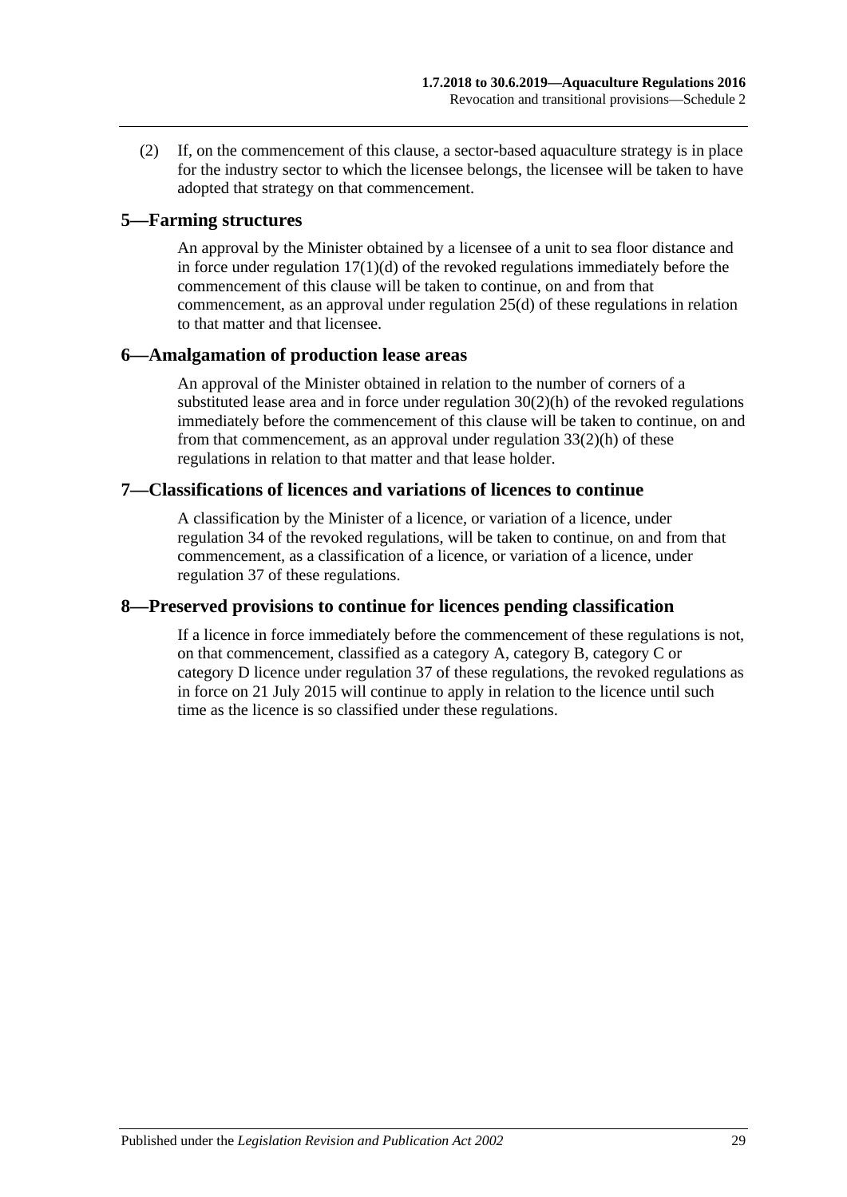(2) If, on the commencement of this clause, a sector-based aquaculture strategy is in place for the industry sector to which the licensee belongs, the licensee will be taken to have adopted that strategy on that commencement.

## 5—Farming structures

An approval by the Minister obtained by a licensee of a unit to sea floor distance and in force under regulation 17(1)(d) of the revoked regulations immediately before the commencement of this clause will be taken to continue, on and from that commencement, as an approval under regulation 25(d) of these regulations in relation to that matter and that licensee.

## 6—Amalgamation of production lease areas

An approval of the Minister obtained in relation to the number of corners of a substituted lease area and in force under regulation 30(2)(h) of the revoked regulations immediately before the commencement of this clause will be taken to continue, on and from that commencement, as an approval under regulation 33(2)(h) of these regulations in relation to that matter and that lease holder.

## 7—Classifications of licences and variations of licences to continue

A classification by the Minister of a licence, or variation of a licence, under regulation 34 of the revoked regulations, will be taken to continue, on and from that commencement, as a classification of a licence, or variation of a licence, under regulation 37 of these regulations.

## 8—Preserved provisions to continue for licences pending classification

If a licence in force immediately before the commencement of these regulations is not, on that commencement, classified as a category A, category B, category C or category D licence under regulation 37 of these regulations, the revoked regulations as in force on 21 July 2015 will continue to apply in relation to the licence until such time as the licence is so classified under these regulations.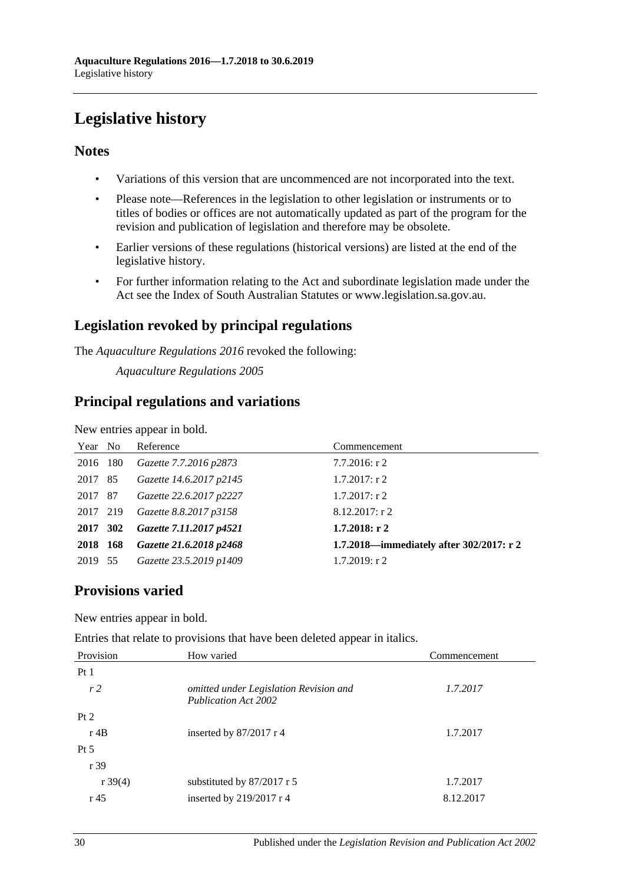# Legislative history

## Notes

- Variations of this version that are uncommenced are not incorporated into the text.
- Please note—References in the legislation to other legislation or instruments or to titles of bodies or offices are not automatically updated as part of the program for the revision and publication of legislation and therefore may be obsolete.
- Earlier versions of these regulations (historical versions) are listed at the end of the legislative history.
- For further information relating to the Act and subordinate legislation made under the Act see the Index of South Australian Statutes or www.legislation.sa.gov.au.

## Legislation revoked by principal regulations

The *Aquaculture Regulations 2016* revoked the following:

*Aquaculture Regulations 2005*

## Principal regulations and variations

New entries appear in bold.

| Year | No | Reference | Commencement |
|---|---|---|---|
| 2016 | 180 | *Gazette 7.7.2016 p2873* | 7.7.2016: r 2 |
| 2017 | 85 | *Gazette 14.6.2017 p2145* | 1.7.2017: r 2 |
| 2017 | 87 | *Gazette 22.6.2017 p2227* | 1.7.2017: r 2 |
| 2017 | 219 | *Gazette 8.8.2017 p3158* | 8.12.2017: r 2 |
| **2017** | **302** | ***Gazette 7.11.2017 p4521*** | **1.7.2018: r 2** |
| **2018** | **168** | ***Gazette 21.6.2018 p2468*** | **1.7.2018—immediately after 302/2017: r 2** |
| 2019 | 55 | *Gazette 23.5.2019 p1409* | 1.7.2019: r 2 |

## Provisions varied

New entries appear in bold.

Entries that relate to provisions that have been deleted appear in italics.

| Provision | How varied | Commencement |
|---|---|---|
| Pt 1 | | |
| *r 2* | *omitted under Legislation Revision and Publication Act 2002* | *1.7.2017* |
| Pt 2 | | |
| r 4B | inserted by 87/2017 r 4 | 1.7.2017 |
| Pt 5 | | |
| r 39 | | |
| r 39(4) | substituted by 87/2017 r 5 | 1.7.2017 |
| r 45 | inserted by 219/2017 r 4 | 8.12.2017 |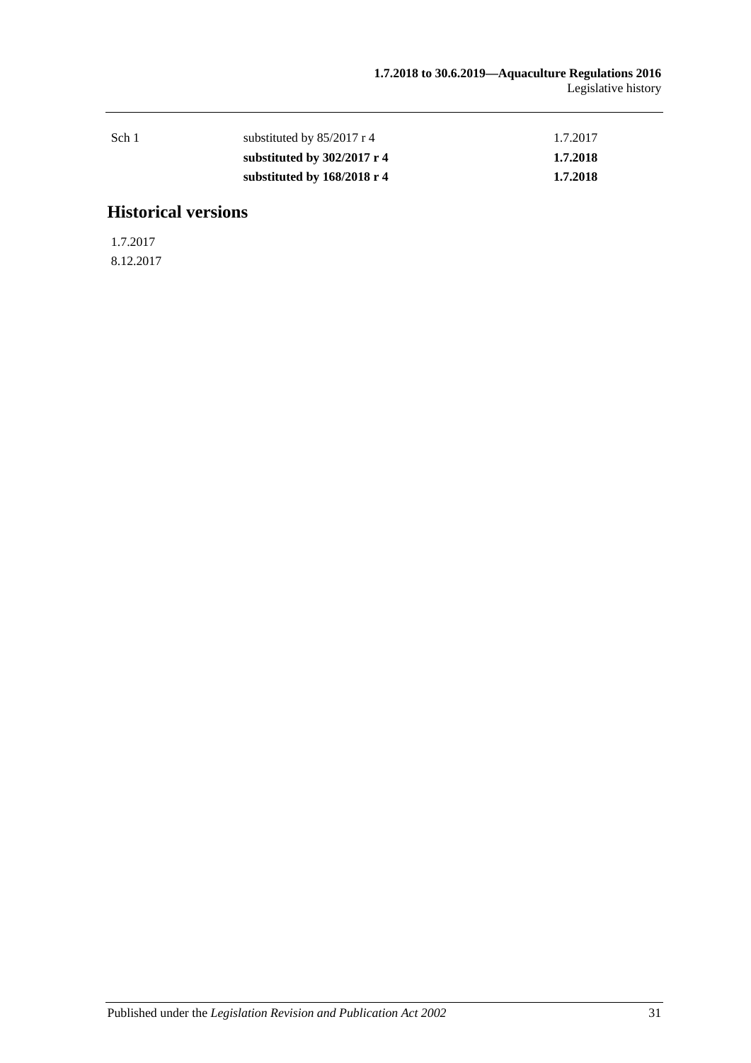| | | |
|---|---|---|
| Sch 1 | substituted by 85/2017 r 4 | 1.7.2017 |
| | **substituted by 302/2017 r 4** | **1.7.2018** |
| | **substituted by 168/2018 r 4** | **1.7.2018** |

## Historical versions

1.7.2017

8.12.2017